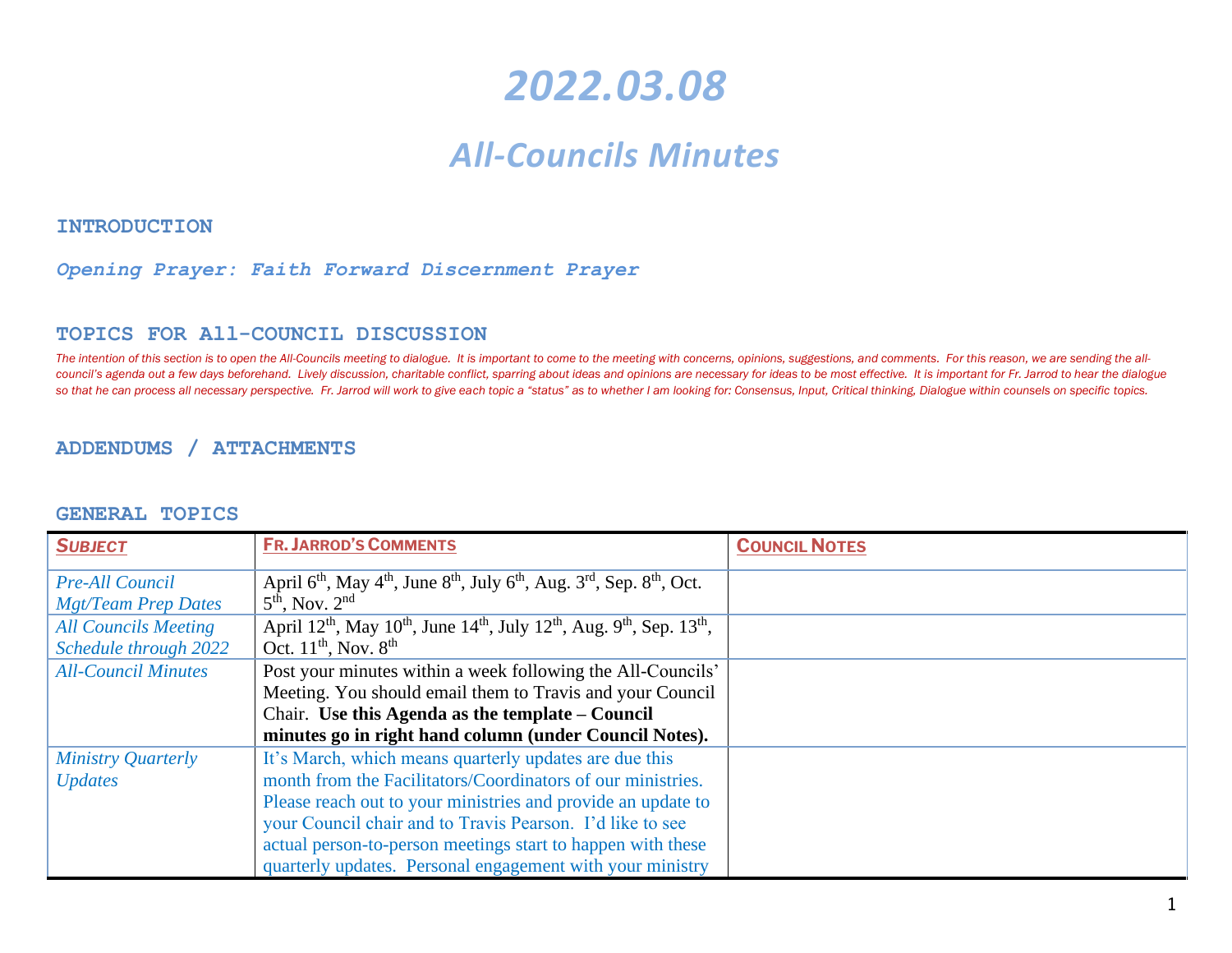# 2022.03.08

## All-Councils Minutes

### INTRODUCTION

*Opening Prayer: Faith Forward Discernment Prayer*

### TOPICS FOR All-COUNCIL DISCUSSION

*The intention of this section is to open the All-Councils meeting to dialogue. It is important to come to the meeting with concerns, opinions, suggestions, and comments. For this reason, we are sending the all-council's agenda out a few days beforehand. Lively discussion, charitable conflict, sparring about ideas and opinions are necessary for ideas to be most effective. It is important for Fr. Jarrod to hear the dialogue so that he can process all necessary perspective. Fr. Jarrod will work to give each topic a "status" as to whether I am looking for: Consensus, Input, Critical thinking, Dialogue within counsels on specific topics.*

### ADDENDUMS / ATTACHMENTS

### GENERAL TOPICS

| ***SUBJECT*** | **FR. JARROD'S COMMENTS** | **COUNCIL NOTES** |
|---|---|---|
| *Pre-All Council Mgt/Team Prep Dates* | April 6th, May 4th, June 8th, July 6th, Aug. 3rd, Sep. 8th, Oct. 5th, Nov. 2nd | |
| *All Councils Meeting Schedule through 2022* | April 12th, May 10th, June 14th, July 12th, Aug. 9th, Sep. 13th, Oct. 11th, Nov. 8th | |
| *All-Council Minutes* | Post your minutes within a week following the All-Councils' Meeting. You should email them to Travis and your Council Chair. **Use this Agenda as the template – Council minutes go in right hand column (under Council Notes).** | |
| *Ministry Quarterly Updates* | It's March, which means quarterly updates are due this month from the Facilitators/Coordinators of our ministries. Please reach out to your ministries and provide an update to your Council chair and to Travis Pearson. I'd like to see actual person-to-person meetings start to happen with these quarterly updates. Personal engagement with your ministry | |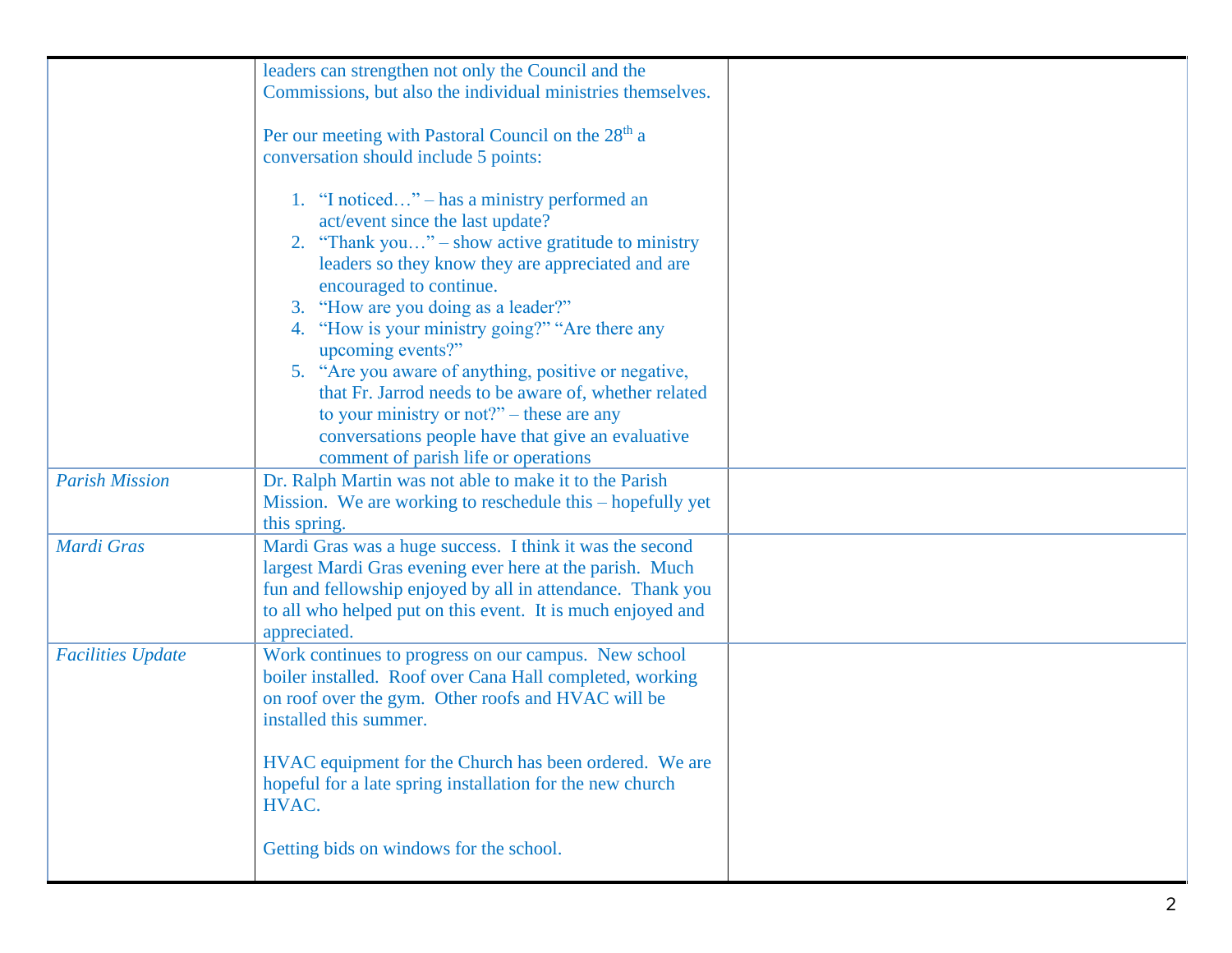| | | |
|---|---|---|
| | leaders can strengthen not only the Council and the Commissions, but also the individual ministries themselves.<br><br>Per our meeting with Pastoral Council on the 28th a conversation should include 5 points:<br><br>1. "I noticed…" – has a ministry performed an act/event since the last update?<br>2. "Thank you…" – show active gratitude to ministry leaders so they know they are appreciated and are encouraged to continue.<br>3. "How are you doing as a leader?"<br>4. "How is your ministry going?" "Are there any upcoming events?"<br>5. "Are you aware of anything, positive or negative, that Fr. Jarrod needs to be aware of, whether related to your ministry or not?" – these are any conversations people have that give an evaluative comment of parish life or operations | |
| *Parish Mission* | Dr. Ralph Martin was not able to make it to the Parish Mission. We are working to reschedule this – hopefully yet this spring. | |
| *Mardi Gras* | Mardi Gras was a huge success. I think it was the second largest Mardi Gras evening ever here at the parish. Much fun and fellowship enjoyed by all in attendance. Thank you to all who helped put on this event. It is much enjoyed and appreciated. | |
| *Facilities Update* | Work continues to progress on our campus. New school boiler installed. Roof over Cana Hall completed, working on roof over the gym. Other roofs and HVAC will be installed this summer.<br><br>HVAC equipment for the Church has been ordered. We are hopeful for a late spring installation for the new church HVAC.<br><br>Getting bids on windows for the school. | |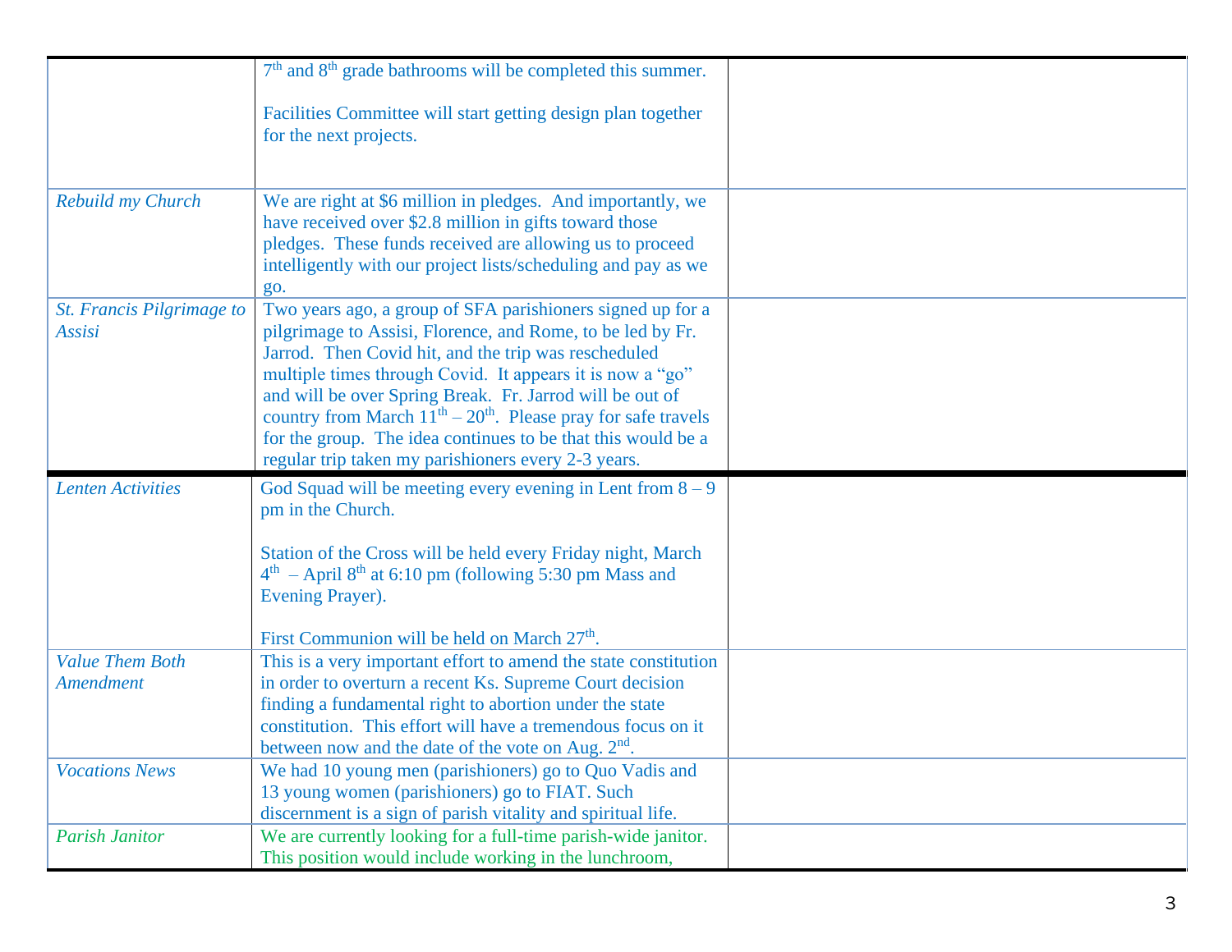| | | |
|---|---|---|
| | 7th and 8th grade bathrooms will be completed this summer.<br><br>Facilities Committee will start getting design plan together for the next projects. | |
| *Rebuild my Church* | We are right at $6 million in pledges. And importantly, we have received over $2.8 million in gifts toward those pledges. These funds received are allowing us to proceed intelligently with our project lists/scheduling and pay as we go. | |
| *St. Francis Pilgrimage to Assisi* | Two years ago, a group of SFA parishioners signed up for a pilgrimage to Assisi, Florence, and Rome, to be led by Fr. Jarrod. Then Covid hit, and the trip was rescheduled multiple times through Covid. It appears it is now a "go" and will be over Spring Break. Fr. Jarrod will be out of country from March 11th – 20th. Please pray for safe travels for the group. The idea continues to be that this would be a regular trip taken my parishioners every 2-3 years. | |
| *Lenten Activities* | God Squad will be meeting every evening in Lent from 8 – 9 pm in the Church.<br><br>Station of the Cross will be held every Friday night, March 4th – April 8th at 6:10 pm (following 5:30 pm Mass and Evening Prayer).<br><br>First Communion will be held on March 27th. | |
| *Value Them Both Amendment* | This is a very important effort to amend the state constitution in order to overturn a recent Ks. Supreme Court decision finding a fundamental right to abortion under the state constitution. This effort will have a tremendous focus on it between now and the date of the vote on Aug. 2nd. | |
| *Vocations News* | We had 10 young men (parishioners) go to Quo Vadis and 13 young women (parishioners) go to FIAT. Such discernment is a sign of parish vitality and spiritual life. | |
| *Parish Janitor* | We are currently looking for a full-time parish-wide janitor. This position would include working in the lunchroom, | |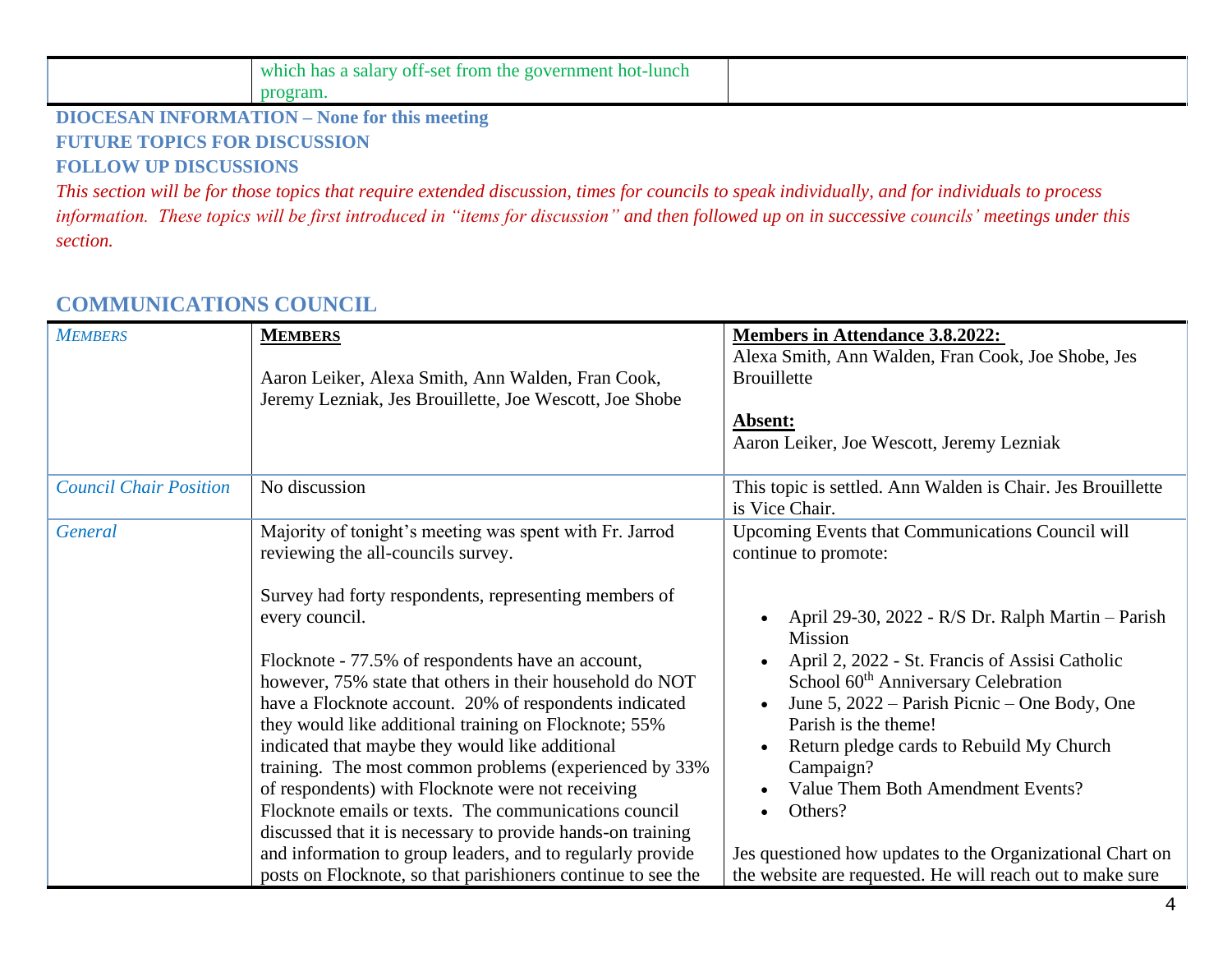| | which has a salary off-set from the government hot-lunch program. | |
|---|---|---|

**DIOCESAN INFORMATION – None for this meeting**

**FUTURE TOPICS FOR DISCUSSION**

**FOLLOW UP DISCUSSIONS**

*This section will be for those topics that require extended discussion, times for councils to speak individually, and for individuals to process information. These topics will be first introduced in "items for discussion" and then followed up on in successive councils' meetings under this section.*

## COMMUNICATIONS COUNCIL

| *MEMBERS* | **MEMBERS**<br><br>Aaron Leiker, Alexa Smith, Ann Walden, Fran Cook, Jeremy Lezniak, Jes Brouillette, Joe Wescott, Joe Shobe | **Members in Attendance 3.8.2022:**<br>Alexa Smith, Ann Walden, Fran Cook, Joe Shobe, Jes Brouillette<br><br>**Absent:**<br>Aaron Leiker, Joe Wescott, Jeremy Lezniak |
|---|---|---|
| *Council Chair Position* | No discussion | This topic is settled. Ann Walden is Chair. Jes Brouillette is Vice Chair. |
| *General* | Majority of tonight's meeting was spent with Fr. Jarrod reviewing the all-councils survey.<br><br>Survey had forty respondents, representing members of every council.<br><br>Flocknote - 77.5% of respondents have an account, however, 75% state that others in their household do NOT have a Flocknote account. 20% of respondents indicated they would like additional training on Flocknote; 55% indicated that maybe they would like additional training. The most common problems (experienced by 33% of respondents) with Flocknote were not receiving Flocknote emails or texts. The communications council discussed that it is necessary to provide hands-on training and information to group leaders, and to regularly provide posts on Flocknote, so that parishioners continue to see the | Upcoming Events that Communications Council will continue to promote:<br><br>• April 29-30, 2022 - R/S Dr. Ralph Martin – Parish Mission<br>• April 2, 2022 - St. Francis of Assisi Catholic School 60th Anniversary Celebration<br>• June 5, 2022 – Parish Picnic – One Body, One Parish is the theme!<br>• Return pledge cards to Rebuild My Church Campaign?<br>• Value Them Both Amendment Events?<br>• Others?<br><br>Jes questioned how updates to the Organizational Chart on the website are requested. He will reach out to make sure |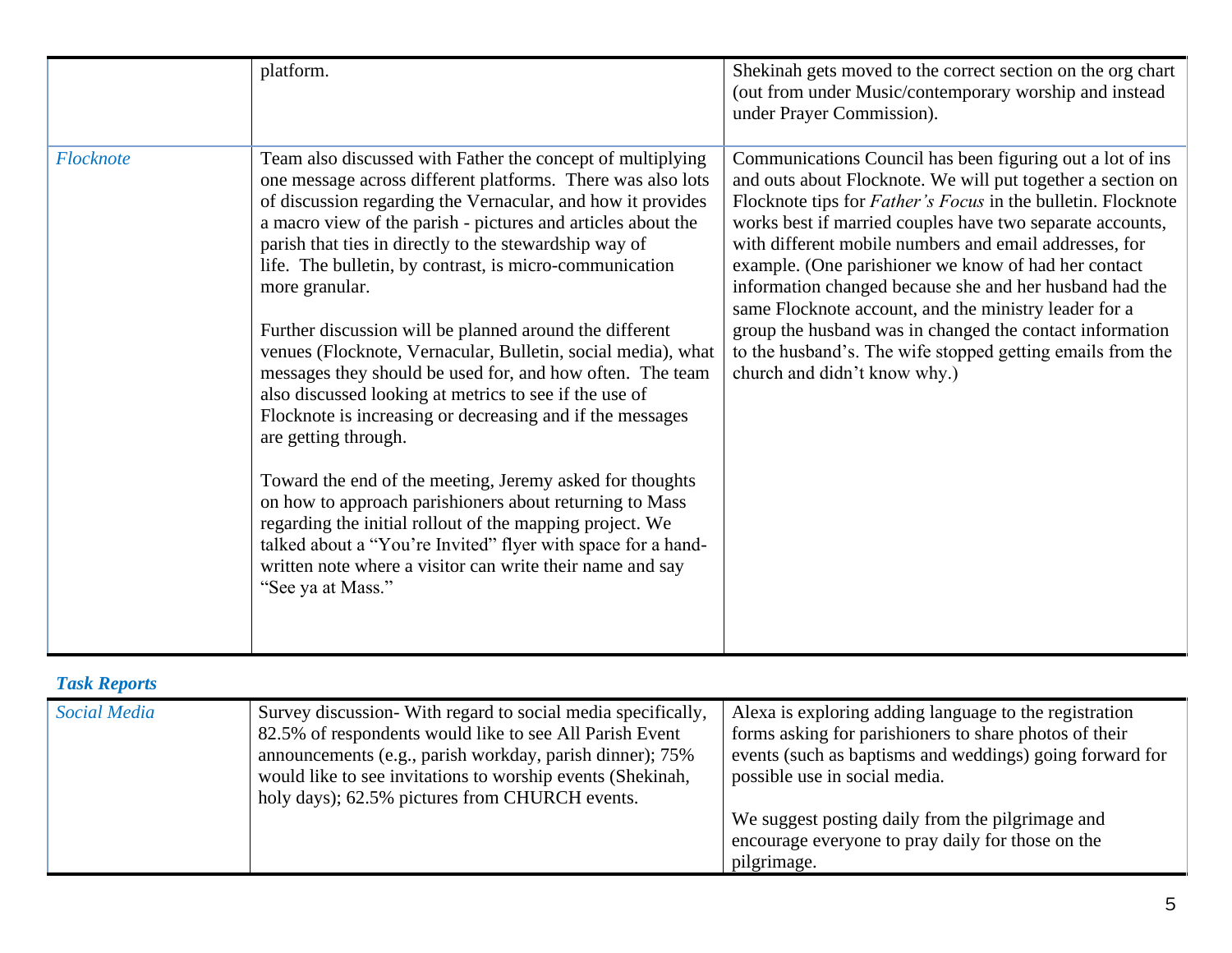| | | |
|---|---|---|
| | platform. | Shekinah gets moved to the correct section on the org chart (out from under Music/contemporary worship and instead under Prayer Commission). |
| *Flocknote* | Team also discussed with Father the concept of multiplying one message across different platforms. There was also lots of discussion regarding the Vernacular, and how it provides a macro view of the parish - pictures and articles about the parish that ties in directly to the stewardship way of life. The bulletin, by contrast, is micro-communication more granular.<br><br>Further discussion will be planned around the different venues (Flocknote, Vernacular, Bulletin, social media), what messages they should be used for, and how often. The team also discussed looking at metrics to see if the use of Flocknote is increasing or decreasing and if the messages are getting through.<br><br>Toward the end of the meeting, Jeremy asked for thoughts on how to approach parishioners about returning to Mass regarding the initial rollout of the mapping project. We talked about a "You're Invited" flyer with space for a hand-written note where a visitor can write their name and say "See ya at Mass." | Communications Council has been figuring out a lot of ins and outs about Flocknote. We will put together a section on Flocknote tips for *Father's Focus* in the bulletin. Flocknote works best if married couples have two separate accounts, with different mobile numbers and email addresses, for example. (One parishioner we know of had her contact information changed because she and her husband had the same Flocknote account, and the ministry leader for a group the husband was in changed the contact information to the husband's. The wife stopped getting emails from the church and didn't know why.) |

***Task Reports***

| | | |
|---|---|---|
| *Social Media* | Survey discussion- With regard to social media specifically, 82.5% of respondents would like to see All Parish Event announcements (e.g., parish workday, parish dinner); 75% would like to see invitations to worship events (Shekinah, holy days); 62.5% pictures from CHURCH events. | Alexa is exploring adding language to the registration forms asking for parishioners to share photos of their events (such as baptisms and weddings) going forward for possible use in social media.<br><br>We suggest posting daily from the pilgrimage and encourage everyone to pray daily for those on the pilgrimage. |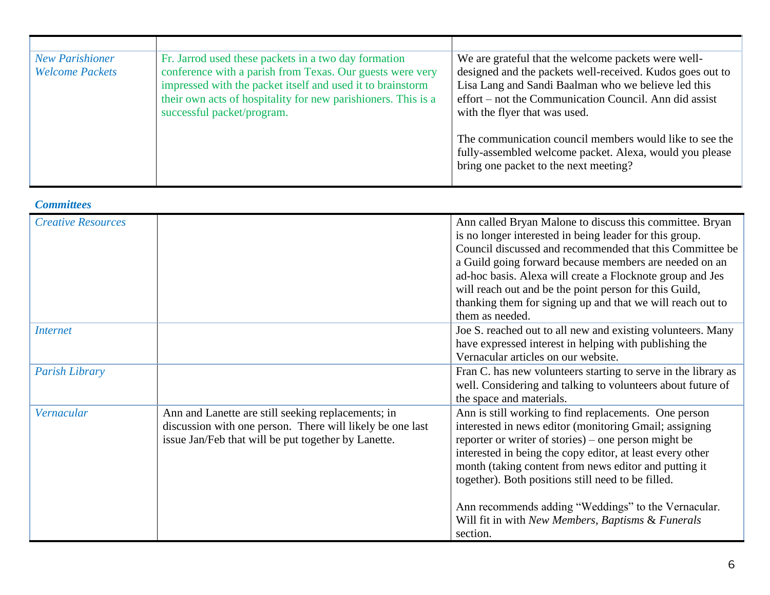| | | |
|---|---|---|
| *New Parishioner Welcome Packets* | Fr. Jarrod used these packets in a two day formation conference with a parish from Texas. Our guests were very impressed with the packet itself and used it to brainstorm their own acts of hospitality for new parishioners. This is a successful packet/program. | We are grateful that the welcome packets were well-designed and the packets well-received. Kudos goes out to Lisa Lang and Sandi Baalman who we believe led this effort – not the Communication Council. Ann did assist with the flyer that was used.<br><br>The communication council members would like to see the fully-assembled welcome packet. Alexa, would you please bring one packet to the next meeting? |

***Committees***

| | | |
|---|---|---|
| *Creative Resources* | | Ann called Bryan Malone to discuss this committee. Bryan is no longer interested in being leader for this group. Council discussed and recommended that this Committee be a Guild going forward because members are needed on an ad-hoc basis. Alexa will create a Flocknote group and Jes will reach out and be the point person for this Guild, thanking them for signing up and that we will reach out to them as needed. |
| *Internet* | | Joe S. reached out to all new and existing volunteers. Many have expressed interest in helping with publishing the Vernacular articles on our website. |
| *Parish Library* | | Fran C. has new volunteers starting to serve in the library as well. Considering and talking to volunteers about future of the space and materials. |
| *Vernacular* | Ann and Lanette are still seeking replacements; in discussion with one person. There will likely be one last issue Jan/Feb that will be put together by Lanette. | Ann is still working to find replacements. One person interested in news editor (monitoring Gmail; assigning reporter or writer of stories) – one person might be interested in being the copy editor, at least every other month (taking content from news editor and putting it together). Both positions still need to be filled.<br><br>Ann recommends adding "Weddings" to the Vernacular. Will fit in with *New Members, Baptisms* & *Funerals* section. |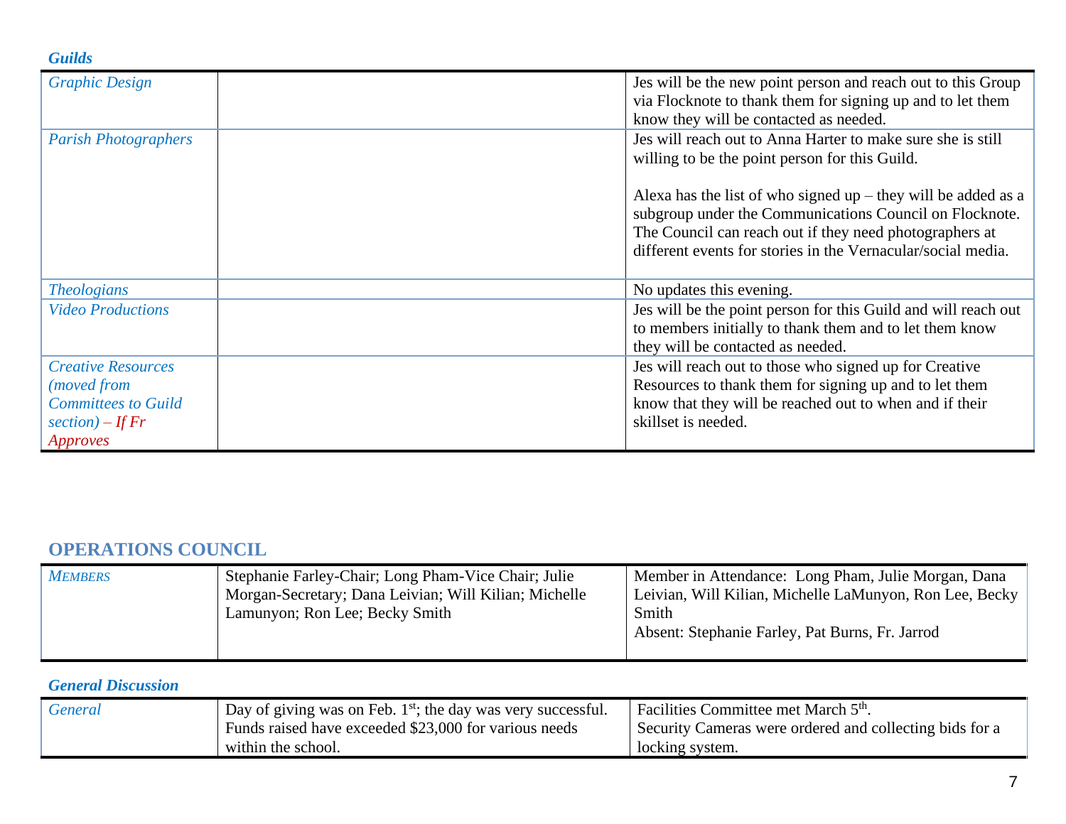### *Guilds*

| | | |
|---|---|---|
| *Graphic Design* | | Jes will be the new point person and reach out to this Group via Flocknote to thank them for signing up and to let them know they will be contacted as needed. |
| *Parish Photographers* | | Jes will reach out to Anna Harter to make sure she is still willing to be the point person for this Guild.<br><br>Alexa has the list of who signed up – they will be added as a subgroup under the Communications Council on Flocknote. The Council can reach out if they need photographers at different events for stories in the Vernacular/social media. |
| *Theologians* | | No updates this evening. |
| *Video Productions* | | Jes will be the point person for this Guild and will reach out to members initially to thank them and to let them know they will be contacted as needed. |
| *Creative Resources (moved from Committees to Guild section) – If Fr Approves* | | Jes will reach out to those who signed up for Creative Resources to thank them for signing up and to let them know that they will be reached out to when and if their skillset is needed. |

## OPERATIONS COUNCIL

| | | |
|---|---|---|
| *MEMBERS* | Stephanie Farley-Chair; Long Pham-Vice Chair; Julie Morgan-Secretary; Dana Leivian; Will Kilian; Michelle Lamunyon; Ron Lee; Becky Smith | Member in Attendance: Long Pham, Julie Morgan, Dana Leivian, Will Kilian, Michelle LaMunyon, Ron Lee, Becky Smith<br>Absent: Stephanie Farley, Pat Burns, Fr. Jarrod |

### *General Discussion*

| | | |
|---|---|---|
| *General* | Day of giving was on Feb. 1st; the day was very successful. Funds raised have exceeded $23,000 for various needs within the school. | Facilities Committee met March 5th.<br>Security Cameras were ordered and collecting bids for a locking system. |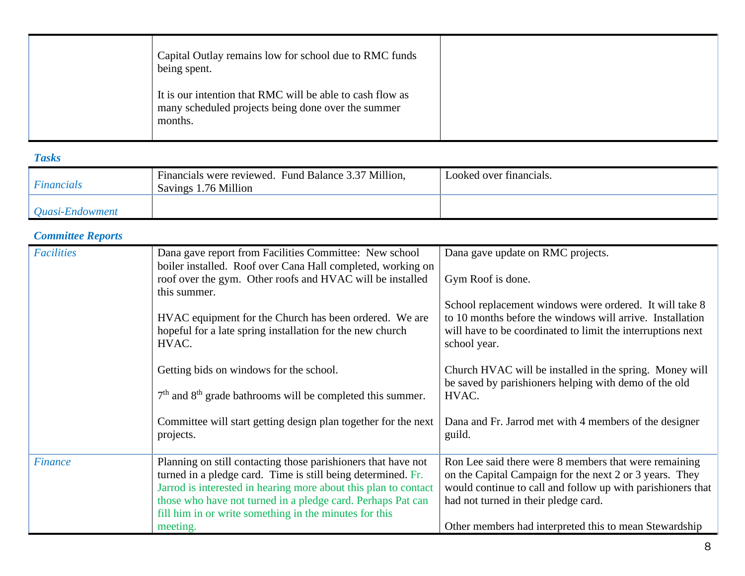| | | |
|---|---|---|
| | Capital Outlay remains low for school due to RMC funds being spent.<br><br>It is our intention that RMC will be able to cash flow as many scheduled projects being done over the summer months. | |

### *Tasks*

| | | |
|---|---|---|
| *Financials* | Financials were reviewed. Fund Balance 3.37 Million, Savings 1.76 Million | Looked over financials. |
| *Quasi-Endowment* | | |

### *Committee Reports*

| | | |
|---|---|---|
| *Facilities* | Dana gave report from Facilities Committee: New school boiler installed. Roof over Cana Hall completed, working on roof over the gym. Other roofs and HVAC will be installed this summer.<br><br>HVAC equipment for the Church has been ordered. We are hopeful for a late spring installation for the new church HVAC.<br><br>Getting bids on windows for the school.<br><br>7th and 8th grade bathrooms will be completed this summer.<br><br>Committee will start getting design plan together for the next projects. | Dana gave update on RMC projects.<br><br>Gym Roof is done.<br><br>School replacement windows were ordered. It will take 8 to 10 months before the windows will arrive. Installation will have to be coordinated to limit the interruptions next school year.<br><br>Church HVAC will be installed in the spring. Money will be saved by parishioners helping with demo of the old HVAC.<br><br>Dana and Fr. Jarrod met with 4 members of the designer guild. |
| *Finance* | Planning on still contacting those parishioners that have not turned in a pledge card. Time is still being determined. Fr. Jarrod is interested in hearing more about this plan to contact those who have not turned in a pledge card. Perhaps Pat can fill him in or write something in the minutes for this meeting. | Ron Lee said there were 8 members that were remaining on the Capital Campaign for the next 2 or 3 years. They would continue to call and follow up with parishioners that had not turned in their pledge card.<br><br>Other members had interpreted this to mean Stewardship |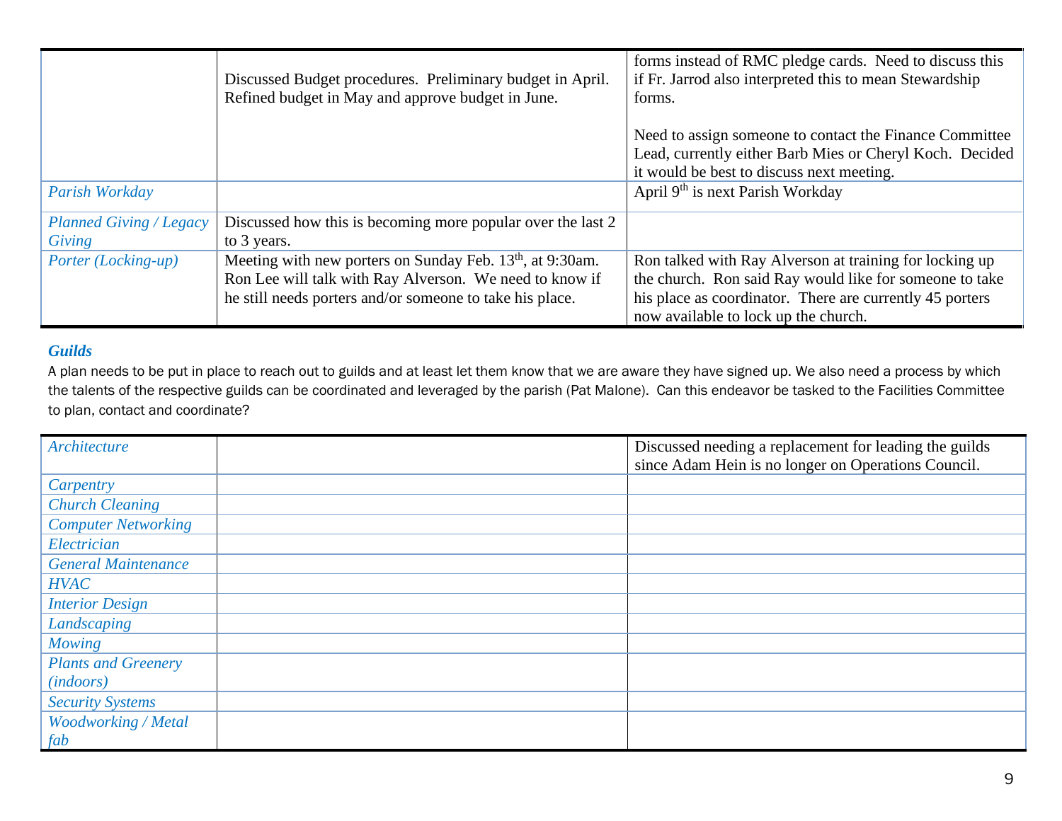| | | |
|---|---|---|
| | Discussed Budget procedures. Preliminary budget in April. Refined budget in May and approve budget in June. | forms instead of RMC pledge cards. Need to discuss this if Fr. Jarrod also interpreted this to mean Stewardship forms.<br><br>Need to assign someone to contact the Finance Committee Lead, currently either Barb Mies or Cheryl Koch. Decided it would be best to discuss next meeting. |
| *Parish Workday* | | April 9th is next Parish Workday |
| *Planned Giving / Legacy Giving* | Discussed how this is becoming more popular over the last 2 to 3 years. | |
| *Porter (Locking-up)* | Meeting with new porters on Sunday Feb. 13th, at 9:30am. Ron Lee will talk with Ray Alverson. We need to know if he still needs porters and/or someone to take his place. | Ron talked with Ray Alverson at training for locking up the church. Ron said Ray would like for someone to take his place as coordinator. There are currently 45 porters now available to lock up the church. |

### *Guilds*

A plan needs to be put in place to reach out to guilds and at least let them know that we are aware they have signed up. We also need a process by which the talents of the respective guilds can be coordinated and leveraged by the parish (Pat Malone). Can this endeavor be tasked to the Facilities Committee to plan, contact and coordinate?

| | | |
|---|---|---|
| *Architecture* | | Discussed needing a replacement for leading the guilds since Adam Hein is no longer on Operations Council. |
| *Carpentry* | | |
| *Church Cleaning* | | |
| *Computer Networking* | | |
| *Electrician* | | |
| *General Maintenance* | | |
| *HVAC* | | |
| *Interior Design* | | |
| *Landscaping* | | |
| *Mowing* | | |
| *Plants and Greenery (indoors)* | | |
| *Security Systems* | | |
| *Woodworking / Metal fab* | | |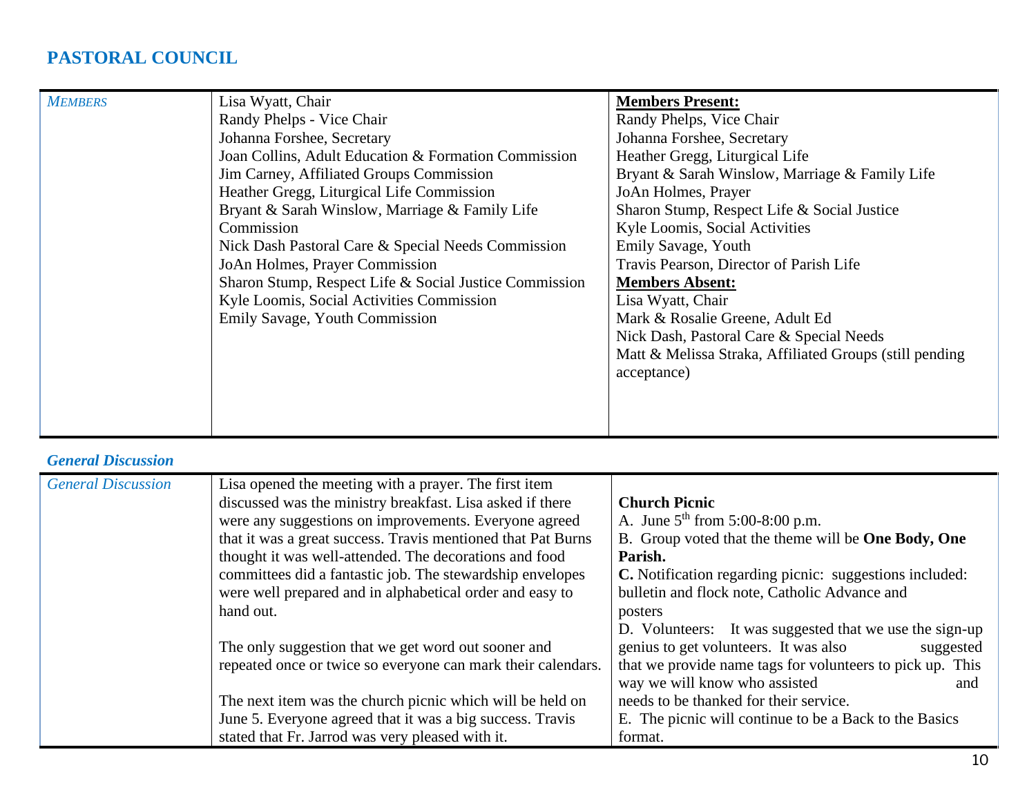## PASTORAL COUNCIL

| *MEMBERS* | | |
|---|---|---|
| | Lisa Wyatt, Chair<br>Randy Phelps - Vice Chair<br>Johanna Forshee, Secretary<br>Joan Collins, Adult Education & Formation Commission<br>Jim Carney, Affiliated Groups Commission<br>Heather Gregg, Liturgical Life Commission<br>Bryant & Sarah Winslow, Marriage & Family Life Commission<br>Nick Dash Pastoral Care & Special Needs Commission<br>JoAn Holmes, Prayer Commission<br>Sharon Stump, Respect Life & Social Justice Commission<br>Kyle Loomis, Social Activities Commission<br>Emily Savage, Youth Commission | **Members Present:**<br>Randy Phelps, Vice Chair<br>Johanna Forshee, Secretary<br>Heather Gregg, Liturgical Life<br>Bryant & Sarah Winslow, Marriage & Family Life<br>JoAn Holmes, Prayer<br>Sharon Stump, Respect Life & Social Justice<br>Kyle Loomis, Social Activities<br>Emily Savage, Youth<br>Travis Pearson, Director of Parish Life<br>**Members Absent:**<br>Lisa Wyatt, Chair<br>Mark & Rosalie Greene, Adult Ed<br>Nick Dash, Pastoral Care & Special Needs<br>Matt & Melissa Straka, Affiliated Groups (still pending acceptance) |

### *General Discussion*

| *General Discussion* | | |
|---|---|---|
| | Lisa opened the meeting with a prayer. The first item discussed was the ministry breakfast. Lisa asked if there were any suggestions on improvements. Everyone agreed that it was a great success. Travis mentioned that Pat Burns thought it was well-attended. The decorations and food committees did a fantastic job. The stewardship envelopes were well prepared and in alphabetical order and easy to hand out.<br><br>The only suggestion that we get word out sooner and repeated once or twice so everyone can mark their calendars.<br><br>The next item was the church picnic which will be held on June 5. Everyone agreed that it was a big success. Travis stated that Fr. Jarrod was very pleased with it. | **Church Picnic**<br>A. June 5th from 5:00-8:00 p.m.<br>B. Group voted that the theme will be **One Body, One Parish.**<br>**C.** Notification regarding picnic: suggestions included: bulletin and flock note, Catholic Advance and posters<br>D. Volunteers: It was suggested that we use the sign-up genius to get volunteers. It was also suggested that we provide name tags for volunteers to pick up. This way we will know who assisted and needs to be thanked for their service.<br>E. The picnic will continue to be a Back to the Basics format. |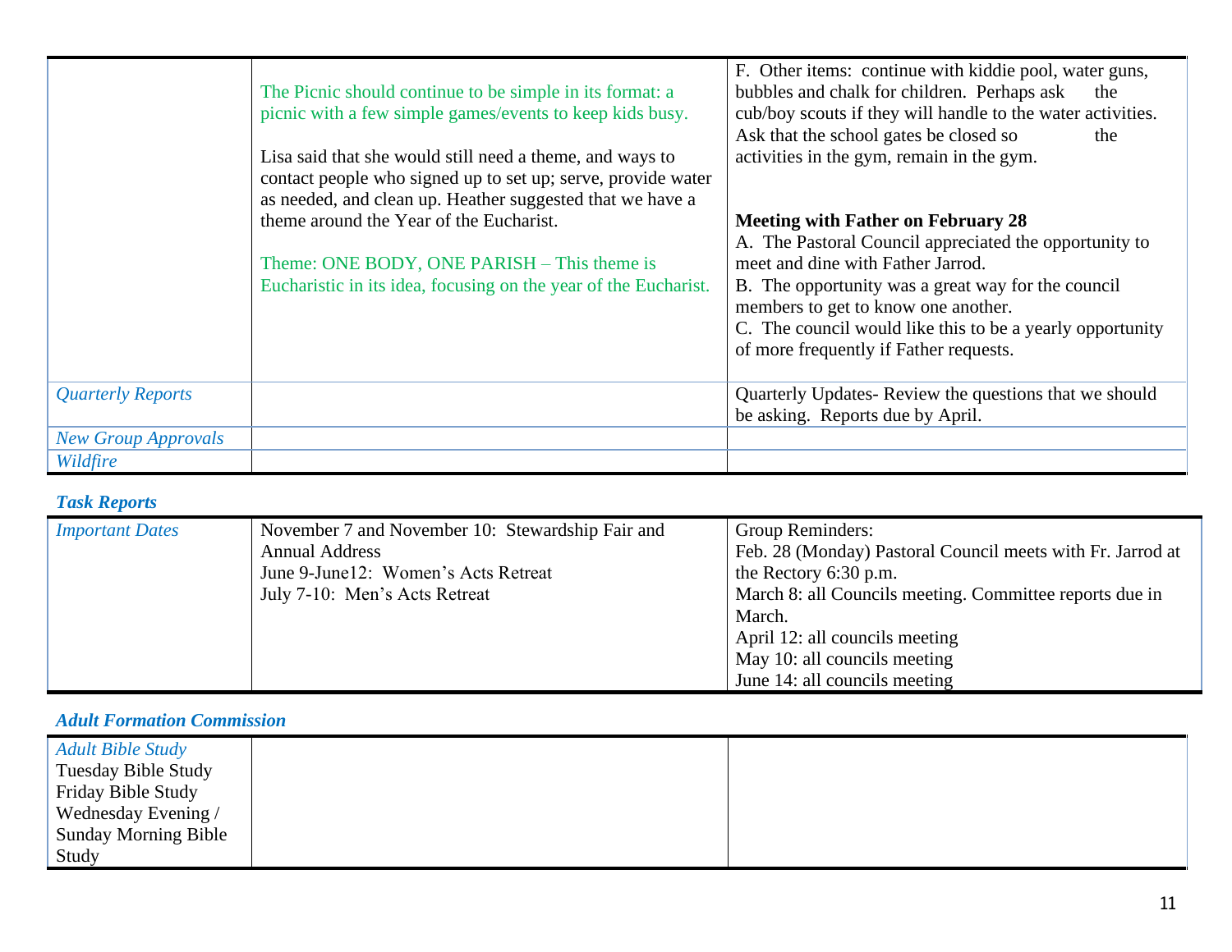| | | |
|---|---|---|
| | The Picnic should continue to be simple in its format: a picnic with a few simple games/events to keep kids busy.<br><br>Lisa said that she would still need a theme, and ways to contact people who signed up to set up; serve, provide water as needed, and clean up. Heather suggested that we have a theme around the Year of the Eucharist.<br><br>Theme: ONE BODY, ONE PARISH – This theme is Eucharistic in its idea, focusing on the year of the Eucharist. | F. Other items: continue with kiddie pool, water guns, bubbles and chalk for children. Perhaps ask the cub/boy scouts if they will handle to the water activities. Ask that the school gates be closed so the activities in the gym, remain in the gym.<br><br>**Meeting with Father on February 28**<br>A. The Pastoral Council appreciated the opportunity to meet and dine with Father Jarrod.<br>B. The opportunity was a great way for the council members to get to know one another.<br>C. The council would like this to be a yearly opportunity of more frequently if Father requests. |
| *Quarterly Reports* | | Quarterly Updates- Review the questions that we should be asking. Reports due by April. |
| *New Group Approvals* | | |
| *Wildfire* | | |

### *Task Reports*

| | | |
|---|---|---|
| *Important Dates* | November 7 and November 10: Stewardship Fair and Annual Address<br>June 9-June12: Women's Acts Retreat<br>July 7-10: Men's Acts Retreat | Group Reminders:<br>Feb. 28 (Monday) Pastoral Council meets with Fr. Jarrod at the Rectory 6:30 p.m.<br>March 8: all Councils meeting. Committee reports due in March.<br>April 12: all councils meeting<br>May 10: all councils meeting<br>June 14: all councils meeting |

### *Adult Formation Commission*

| | | |
|---|---|---|
| *Adult Bible Study*<br>Tuesday Bible Study<br>Friday Bible Study<br>Wednesday Evening / Sunday Morning Bible Study | | |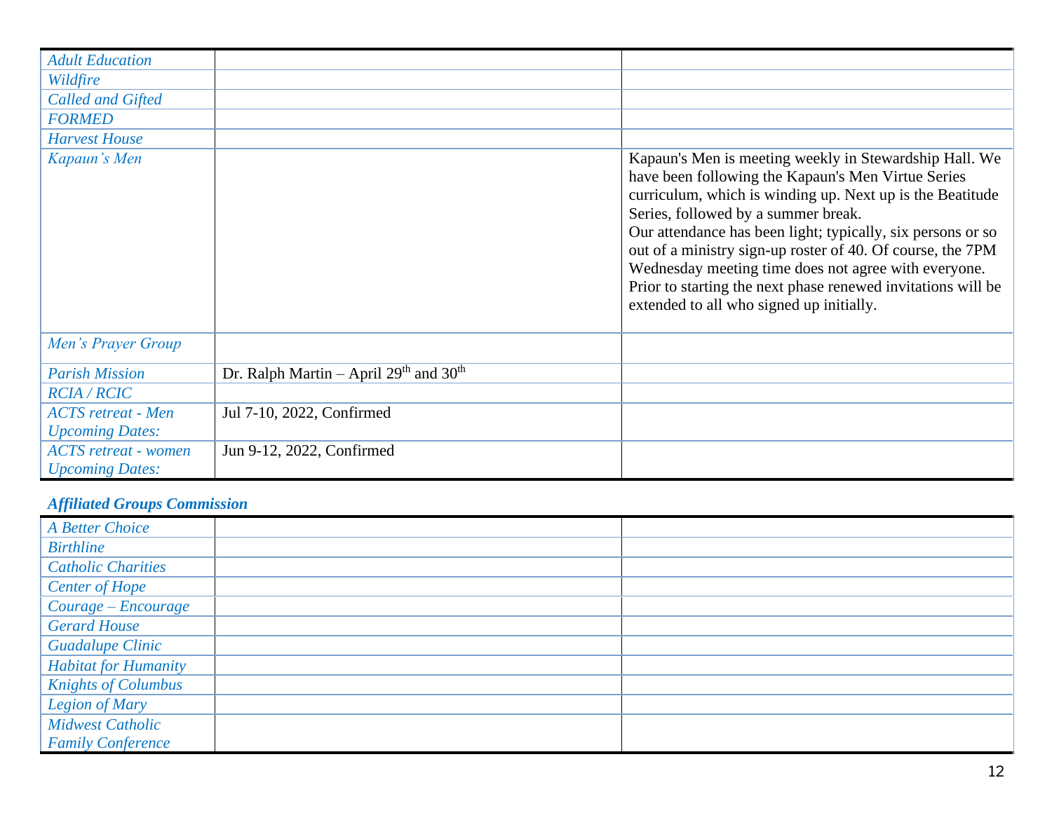| | | |
|---|---|---|
| *Adult Education* | | |
| *Wildfire* | | |
| *Called and Gifted* | | |
| *FORMED* | | |
| *Harvest House* | | |
| *Kapaun's Men* | | Kapaun's Men is meeting weekly in Stewardship Hall. We have been following the Kapaun's Men Virtue Series curriculum, which is winding up. Next up is the Beatitude Series, followed by a summer break.<br>Our attendance has been light; typically, six persons or so out of a ministry sign-up roster of 40. Of course, the 7PM Wednesday meeting time does not agree with everyone. Prior to starting the next phase renewed invitations will be extended to all who signed up initially. |
| *Men's Prayer Group* | | |
| *Parish Mission* | Dr. Ralph Martin – April 29th and 30th | |
| *RCIA / RCIC* | | |
| *ACTS retreat - Men Upcoming Dates:* | Jul 7-10, 2022, Confirmed | |
| *ACTS retreat - women Upcoming Dates:* | Jun 9-12, 2022, Confirmed | |

### *Affiliated Groups Commission*

| | | |
|---|---|---|
| *A Better Choice* | | |
| *Birthline* | | |
| *Catholic Charities* | | |
| *Center of Hope* | | |
| *Courage – Encourage* | | |
| *Gerard House* | | |
| *Guadalupe Clinic* | | |
| *Habitat for Humanity* | | |
| *Knights of Columbus* | | |
| *Legion of Mary* | | |
| *Midwest Catholic Family Conference* | | |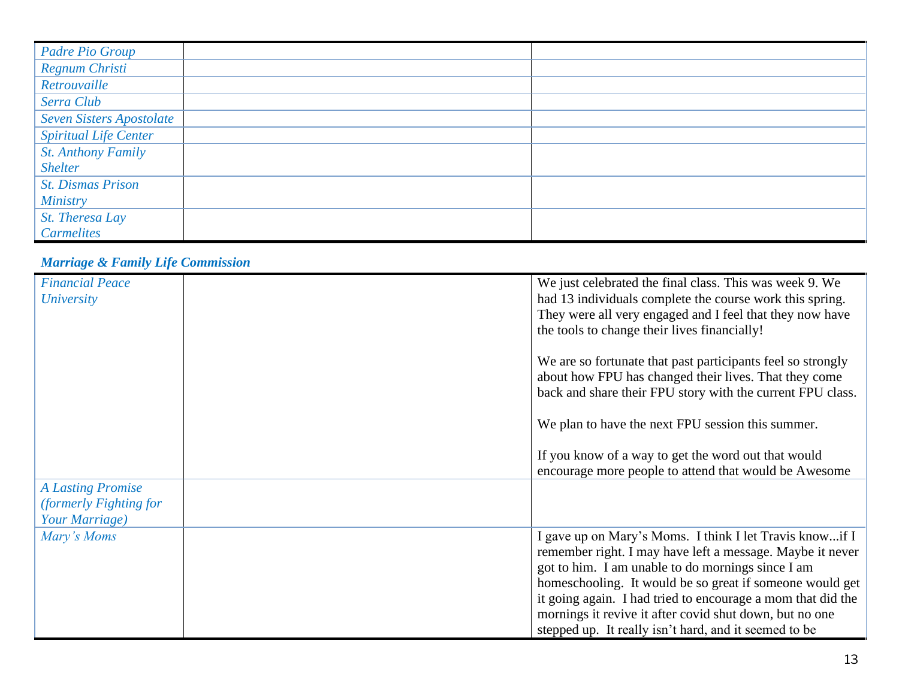| | | |
|---|---|---|
| *Padre Pio Group* | | |
| *Regnum Christi* | | |
| *Retrouvaille* | | |
| *Serra Club* | | |
| *Seven Sisters Apostolate* | | |
| *Spiritual Life Center* | | |
| *St. Anthony Family Shelter* | | |
| *St. Dismas Prison Ministry* | | |
| *St. Theresa Lay Carmelites* | | |

***Marriage & Family Life Commission***

| | | |
|---|---|---|
| *Financial Peace University* | | We just celebrated the final class. This was week 9. We had 13 individuals complete the course work this spring. They were all very engaged and I feel that they now have the tools to change their lives financially!<br><br>We are so fortunate that past participants feel so strongly about how FPU has changed their lives. That they come back and share their FPU story with the current FPU class.<br><br>We plan to have the next FPU session this summer.<br><br>If you know of a way to get the word out that would encourage more people to attend that would be Awesome |
| *A Lasting Promise (formerly Fighting for Your Marriage)* | | |
| *Mary's Moms* | | I gave up on Mary's Moms. I think I let Travis know...if I remember right. I may have left a message. Maybe it never got to him. I am unable to do mornings since I am homeschooling. It would be so great if someone would get it going again. I had tried to encourage a mom that did the mornings it revive it after covid shut down, but no one stepped up. It really isn't hard, and it seemed to be |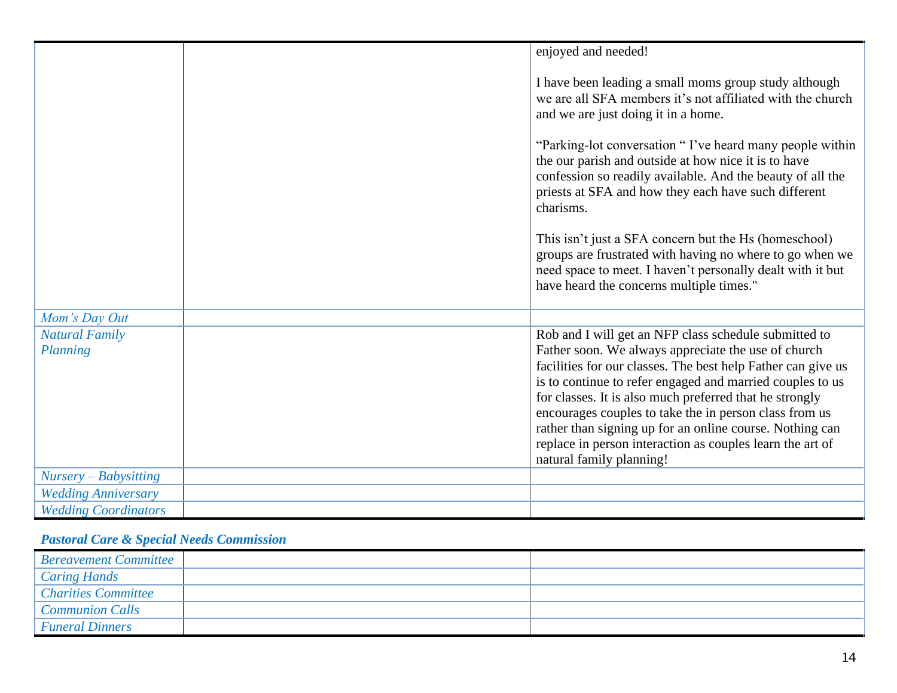| | | |
|---|---|---|
| | | enjoyed and needed!<br><br>I have been leading a small moms group study although we are all SFA members it's not affiliated with the church and we are just doing it in a home.<br><br>"Parking-lot conversation " I've heard many people within the our parish and outside at how nice it is to have confession so readily available. And the beauty of all the priests at SFA and how they each have such different charisms.<br><br>This isn't just a SFA concern but the Hs (homeschool) groups are frustrated with having no where to go when we need space to meet. I haven't personally dealt with it but have heard the concerns multiple times." |
| *Mom's Day Out* | | |
| *Natural Family Planning* | | Rob and I will get an NFP class schedule submitted to Father soon. We always appreciate the use of church facilities for our classes. The best help Father can give us is to continue to refer engaged and married couples to us for classes. It is also much preferred that he strongly encourages couples to take the in person class from us rather than signing up for an online course. Nothing can replace in person interaction as couples learn the art of natural family planning! |
| *Nursery – Babysitting* | | |
| *Wedding Anniversary* | | |
| *Wedding Coordinators* | | |

***Pastoral Care & Special Needs Commission***

| | | |
|---|---|---|
| *Bereavement Committee* | | |
| *Caring Hands* | | |
| *Charities Committee* | | |
| *Communion Calls* | | |
| *Funeral Dinners* | | |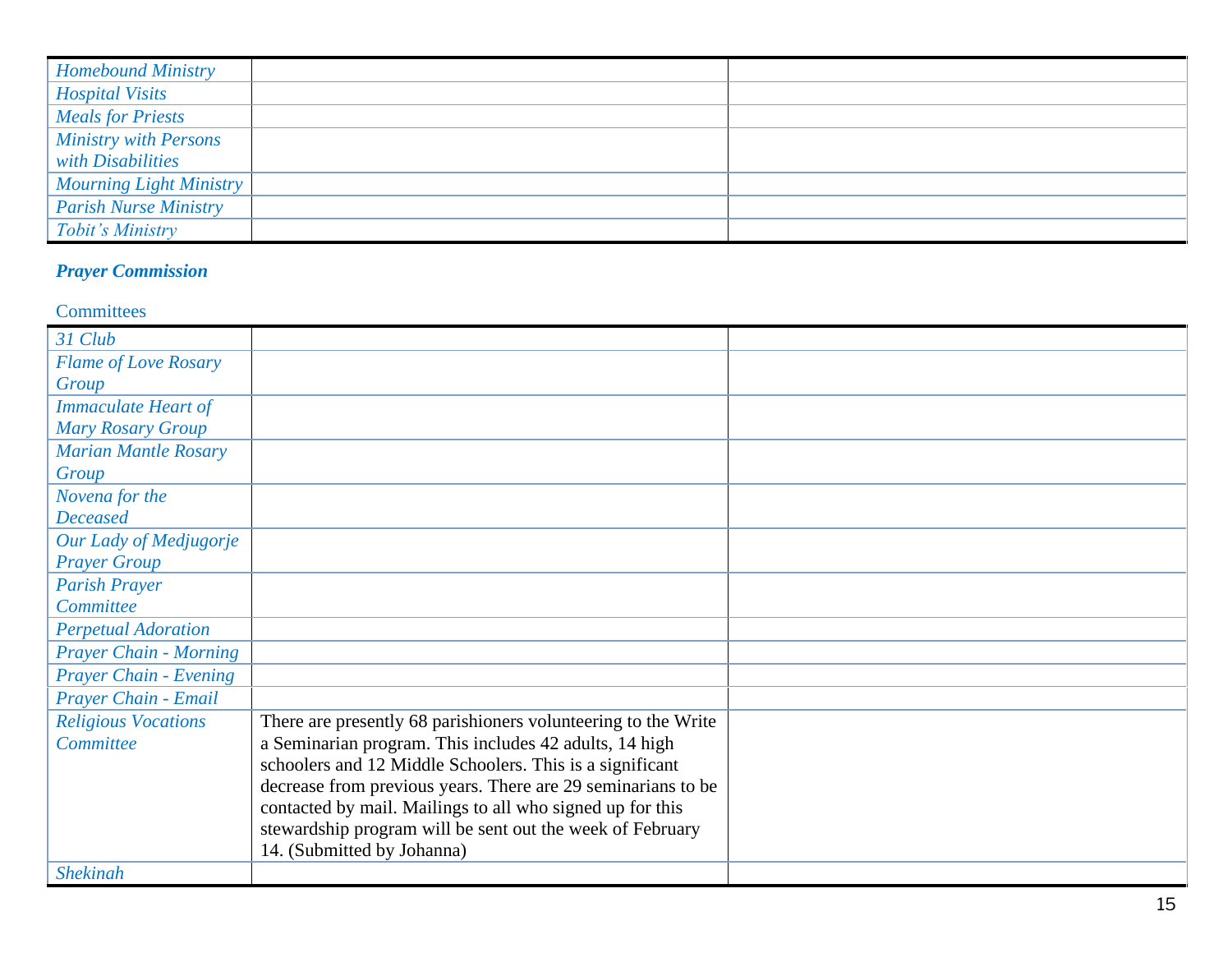| | | |
|---|---|---|
| *Homebound Ministry* | | |
| *Hospital Visits* | | |
| *Meals for Priests* | | |
| *Ministry with Persons with Disabilities* | | |
| *Mourning Light Ministry* | | |
| *Parish Nurse Ministry* | | |
| *Tobit's Ministry* | | |

***Prayer Commission***

Committees

| | | |
|---|---|---|
| *31 Club* | | |
| *Flame of Love Rosary Group* | | |
| *Immaculate Heart of Mary Rosary Group* | | |
| *Marian Mantle Rosary Group* | | |
| *Novena for the Deceased* | | |
| *Our Lady of Medjugorje Prayer Group* | | |
| *Parish Prayer Committee* | | |
| *Perpetual Adoration* | | |
| *Prayer Chain - Morning* | | |
| *Prayer Chain - Evening* | | |
| *Prayer Chain - Email* | | |
| *Religious Vocations Committee* | There are presently 68 parishioners volunteering to the Write a Seminarian program. This includes 42 adults, 14 high schoolers and 12 Middle Schoolers. This is a significant decrease from previous years. There are 29 seminarians to be contacted by mail. Mailings to all who signed up for this stewardship program will be sent out the week of February 14. (Submitted by Johanna) | |
| *Shekinah* | | |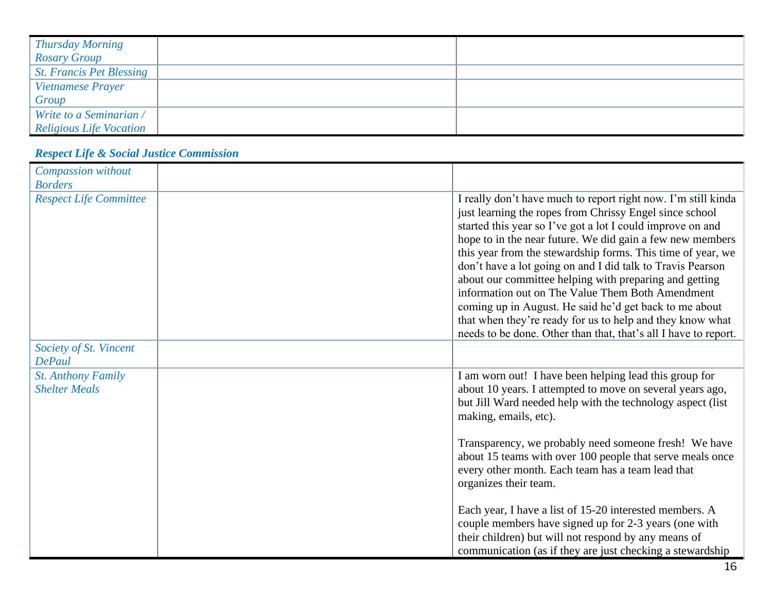| | | |
|---|---|---|
| *Thursday Morning Rosary Group* | | |
| *St. Francis Pet Blessing* | | |
| *Vietnamese Prayer Group* | | |
| *Write to a Seminarian / Religious Life Vocation* | | |

***Respect Life & Social Justice Commission***

| | | |
|---|---|---|
| *Compassion without Borders* | | |
| *Respect Life Committee* | | I really don't have much to report right now. I'm still kinda just learning the ropes from Chrissy Engel since school started this year so I've got a lot I could improve on and hope to in the near future. We did gain a few new members this year from the stewardship forms. This time of year, we don't have a lot going on and I did talk to Travis Pearson about our committee helping with preparing and getting information out on The Value Them Both Amendment coming up in August. He said he'd get back to me about that when they're ready for us to help and they know what needs to be done. Other than that, that's all I have to report. |
| *Society of St. Vincent DePaul* | | |
| *St. Anthony Family Shelter Meals* | | I am worn out! I have been helping lead this group for about 10 years. I attempted to move on several years ago, but Jill Ward needed help with the technology aspect (list making, emails, etc).<br><br>Transparency, we probably need someone fresh! We have about 15 teams with over 100 people that serve meals once every other month. Each team has a team lead that organizes their team.<br><br>Each year, I have a list of 15-20 interested members. A couple members have signed up for 2-3 years (one with their children) but will not respond by any means of communication (as if they are just checking a stewardship |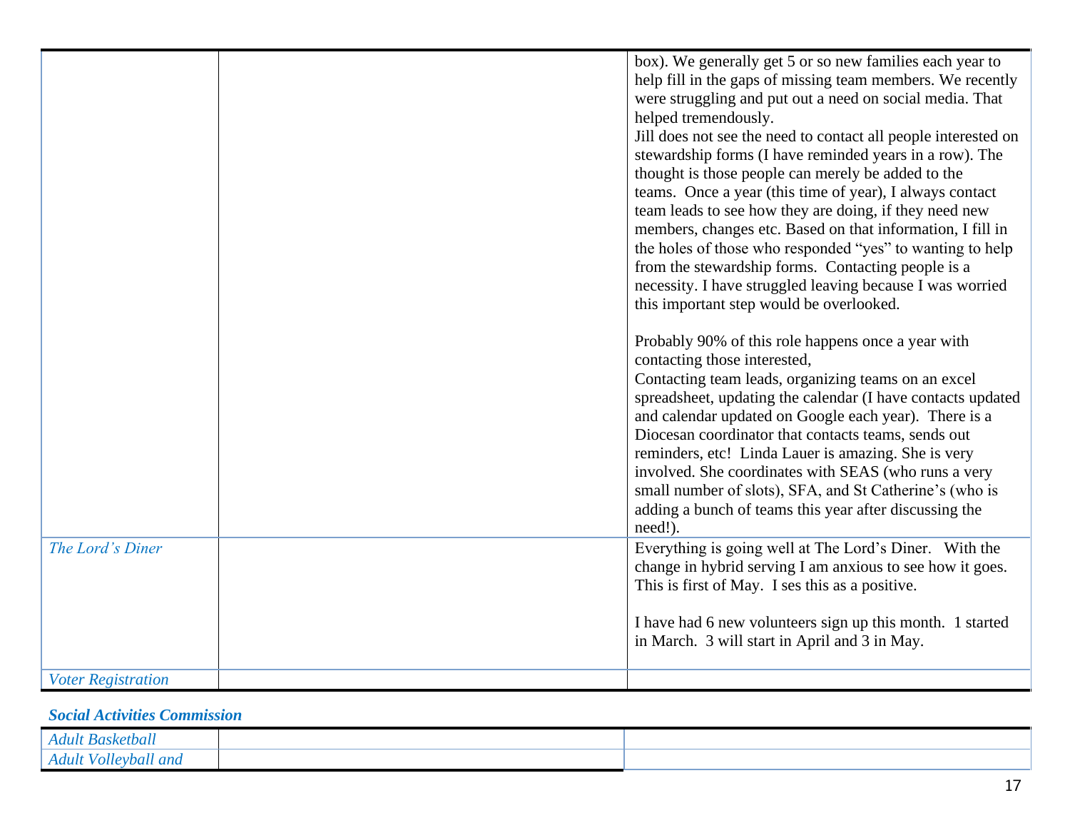| | | |
|---|---|---|
| | | box). We generally get 5 or so new families each year to help fill in the gaps of missing team members. We recently were struggling and put out a need on social media. That helped tremendously.<br>Jill does not see the need to contact all people interested on stewardship forms (I have reminded years in a row). The thought is those people can merely be added to the teams. Once a year (this time of year), I always contact team leads to see how they are doing, if they need new members, changes etc. Based on that information, I fill in the holes of those who responded "yes" to wanting to help from the stewardship forms. Contacting people is a necessity. I have struggled leaving because I was worried this important step would be overlooked.<br><br>Probably 90% of this role happens once a year with contacting those interested,<br>Contacting team leads, organizing teams on an excel spreadsheet, updating the calendar (I have contacts updated and calendar updated on Google each year). There is a Diocesan coordinator that contacts teams, sends out reminders, etc! Linda Lauer is amazing. She is very involved. She coordinates with SEAS (who runs a very small number of slots), SFA, and St Catherine's (who is adding a bunch of teams this year after discussing the need!). |
| *The Lord's Diner* | | Everything is going well at The Lord's Diner. With the change in hybrid serving I am anxious to see how it goes. This is first of May. I ses this as a positive.<br><br>I have had 6 new volunteers sign up this month. 1 started in March. 3 will start in April and 3 in May. |
| *Voter Registration* | | |

***Social Activities Commission***

| | | |
|---|---|---|
| *Adult Basketball* | | |
| *Adult Volleyball and* | | |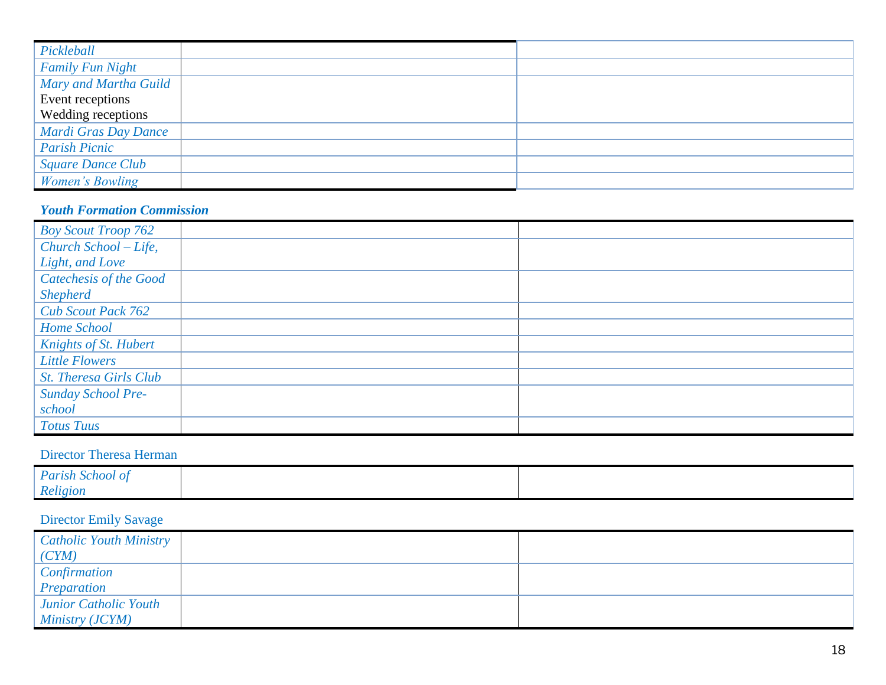| | | |
|---|---|---|
| *Pickleball* | | |
| *Family Fun Night* | | |
| *Mary and Martha Guild*<br>Event receptions<br>Wedding receptions | | |
| *Mardi Gras Day Dance* | | |
| *Parish Picnic* | | |
| *Square Dance Club* | | |
| *Women's Bowling* | | |

***Youth Formation Commission***

| | | |
|---|---|---|
| *Boy Scout Troop 762* | | |
| *Church School – Life, Light, and Love* | | |
| *Catechesis of the Good Shepherd* | | |
| *Cub Scout Pack 762* | | |
| *Home School* | | |
| *Knights of St. Hubert* | | |
| *Little Flowers* | | |
| *St. Theresa Girls Club* | | |
| *Sunday School Pre-school* | | |
| *Totus Tuus* | | |

Director Theresa Herman

| | | |
|---|---|---|
| *Parish School of Religion* | | |

Director Emily Savage

| | | |
|---|---|---|
| *Catholic Youth Ministry (CYM)* | | |
| *Confirmation Preparation* | | |
| *Junior Catholic Youth Ministry (JCYM)* | | |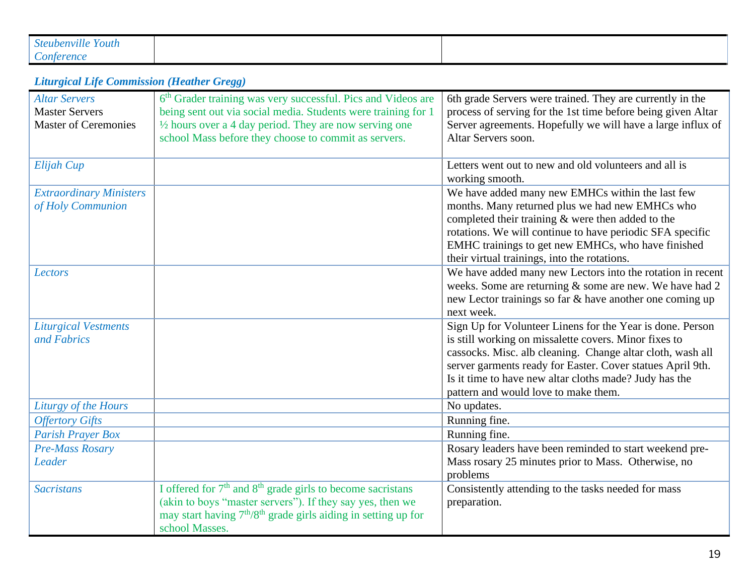| *Steubenville Youth Conference* | | |
|---|---|---|

***Liturgical Life Commission (Heather Gregg)***

| | | |
|---|---|---|
| *Altar Servers* Master Servers Master of Ceremonies | 6th Grader training was very successful. Pics and Videos are being sent out via social media. Students were training for 1 ½ hours over a 4 day period. They are now serving one school Mass before they choose to commit as servers. | 6th grade Servers were trained. They are currently in the process of serving for the 1st time before being given Altar Server agreements. Hopefully we will have a large influx of Altar Servers soon. |
| *Elijah Cup* | | Letters went out to new and old volunteers and all is working smooth. |
| *Extraordinary Ministers of Holy Communion* | | We have added many new EMHCs within the last few months. Many returned plus we had new EMHCs who completed their training & were then added to the rotations. We will continue to have periodic SFA specific EMHC trainings to get new EMHCs, who have finished their virtual trainings, into the rotations. |
| *Lectors* | | We have added many new Lectors into the rotation in recent weeks. Some are returning & some are new. We have had 2 new Lector trainings so far & have another one coming up next week. |
| *Liturgical Vestments and Fabrics* | | Sign Up for Volunteer Linens for the Year is done. Person is still working on missalette covers. Minor fixes to cassocks. Misc. alb cleaning. Change altar cloth, wash all server garments ready for Easter. Cover statues April 9th. Is it time to have new altar cloths made? Judy has the pattern and would love to make them. |
| *Liturgy of the Hours* | | No updates. |
| *Offertory Gifts* | | Running fine. |
| *Parish Prayer Box* | | Running fine. |
| *Pre-Mass Rosary Leader* | | Rosary leaders have been reminded to start weekend pre-Mass rosary 25 minutes prior to Mass. Otherwise, no problems |
| *Sacristans* | I offered for 7th and 8th grade girls to become sacristans (akin to boys "master servers"). If they say yes, then we may start having 7th/8th grade girls aiding in setting up for school Masses. | Consistently attending to the tasks needed for mass preparation. |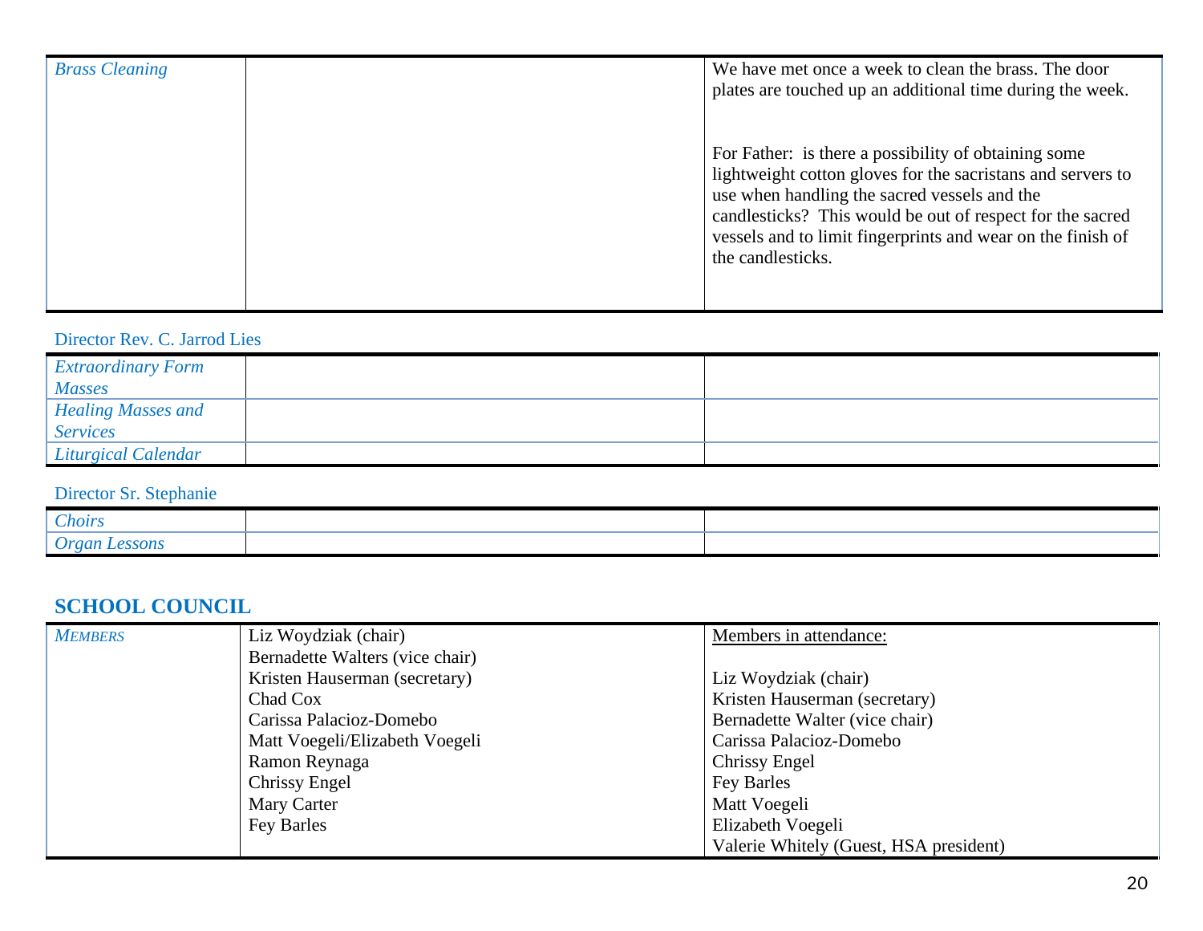| | | |
|---|---|---|
| *Brass Cleaning* | | We have met once a week to clean the brass. The door plates are touched up an additional time during the week.<br><br>For Father: is there a possibility of obtaining some lightweight cotton gloves for the sacristans and servers to use when handling the sacred vessels and the candlesticks? This would be out of respect for the sacred vessels and to limit fingerprints and wear on the finish of the candlesticks. |

Director Rev. C. Jarrod Lies

| | | |
|---|---|---|
| *Extraordinary Form Masses* | | |
| *Healing Masses and Services* | | |
| *Liturgical Calendar* | | |

Director Sr. Stephanie

| | | |
|---|---|---|
| *Choirs* | | |
| *Organ Lessons* | | |

## SCHOOL COUNCIL

| | | |
|---|---|---|
| *MEMBERS* | Liz Woydziak (chair)<br>Bernadette Walters (vice chair)<br>Kristen Hauserman (secretary)<br>Chad Cox<br>Carissa Palacioz-Domebo<br>Matt Voegeli/Elizabeth Voegeli<br>Ramon Reynaga<br>Chrissy Engel<br>Mary Carter<br>Fey Barles | <u>Members in attendance:</u><br><br>Liz Woydziak (chair)<br>Kristen Hauserman (secretary)<br>Bernadette Walter (vice chair)<br>Carissa Palacioz-Domebo<br>Chrissy Engel<br>Fey Barles<br>Matt Voegeli<br>Elizabeth Voegeli<br>Valerie Whitely (Guest, HSA president) |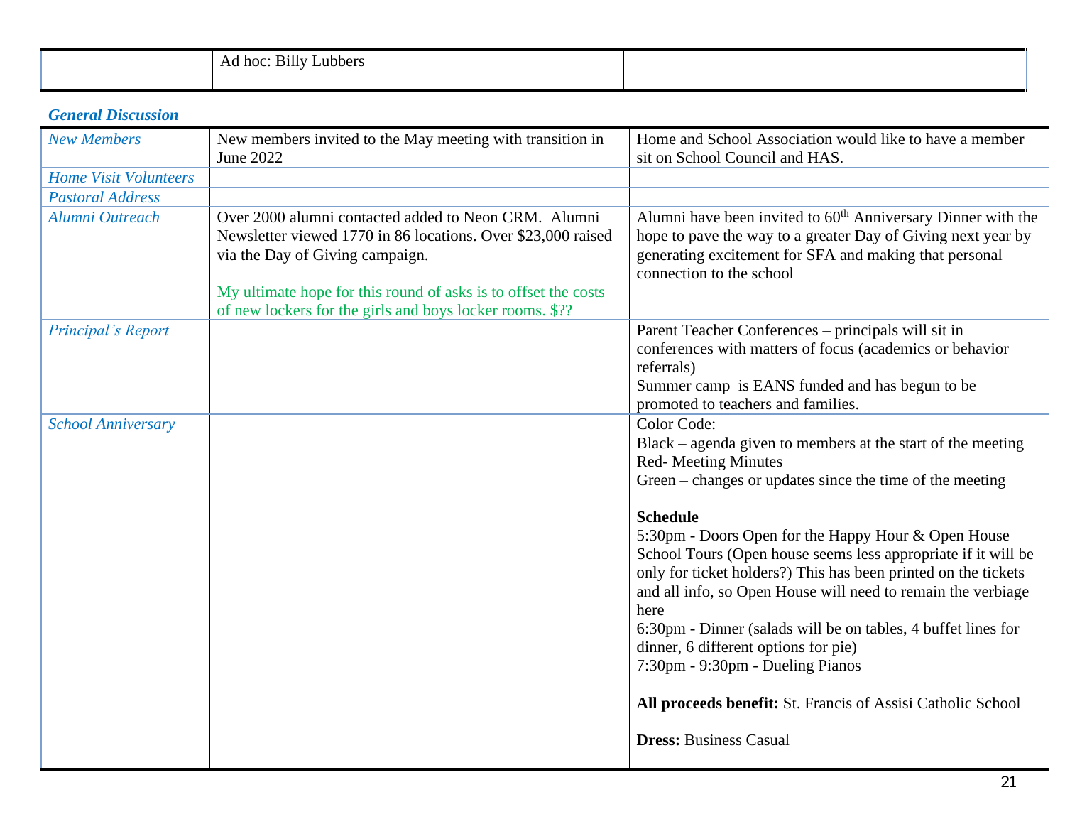|  | Ad hoc: Billy Lubbers |  |
|---|---|---|

***General Discussion***

| | | |
|---|---|---|
| *New Members* | New members invited to the May meeting with transition in June 2022 | Home and School Association would like to have a member sit on School Council and HAS. |
| *Home Visit Volunteers* | | |
| *Pastoral Address* | | |
| *Alumni Outreach* | Over 2000 alumni contacted added to Neon CRM. Alumni Newsletter viewed 1770 in 86 locations. Over $23,000 raised via the Day of Giving campaign.<br><br>My ultimate hope for this round of asks is to offset the costs of new lockers for the girls and boys locker rooms. $?? | Alumni have been invited to 60th Anniversary Dinner with the hope to pave the way to a greater Day of Giving next year by generating excitement for SFA and making that personal connection to the school |
| *Principal's Report* | | Parent Teacher Conferences – principals will sit in conferences with matters of focus (academics or behavior referrals)<br>Summer camp is EANS funded and has begun to be promoted to teachers and families. |
| *School Anniversary* | | Color Code:<br>Black – agenda given to members at the start of the meeting<br>Red- Meeting Minutes<br>Green – changes or updates since the time of the meeting<br><br>**Schedule**<br>5:30pm - Doors Open for the Happy Hour & Open House School Tours (Open house seems less appropriate if it will be only for ticket holders?) This has been printed on the tickets and all info, so Open House will need to remain the verbiage here<br>6:30pm - Dinner (salads will be on tables, 4 buffet lines for dinner, 6 different options for pie)<br>7:30pm - 9:30pm - Dueling Pianos<br><br>**All proceeds benefit:** St. Francis of Assisi Catholic School<br><br>**Dress:** Business Casual |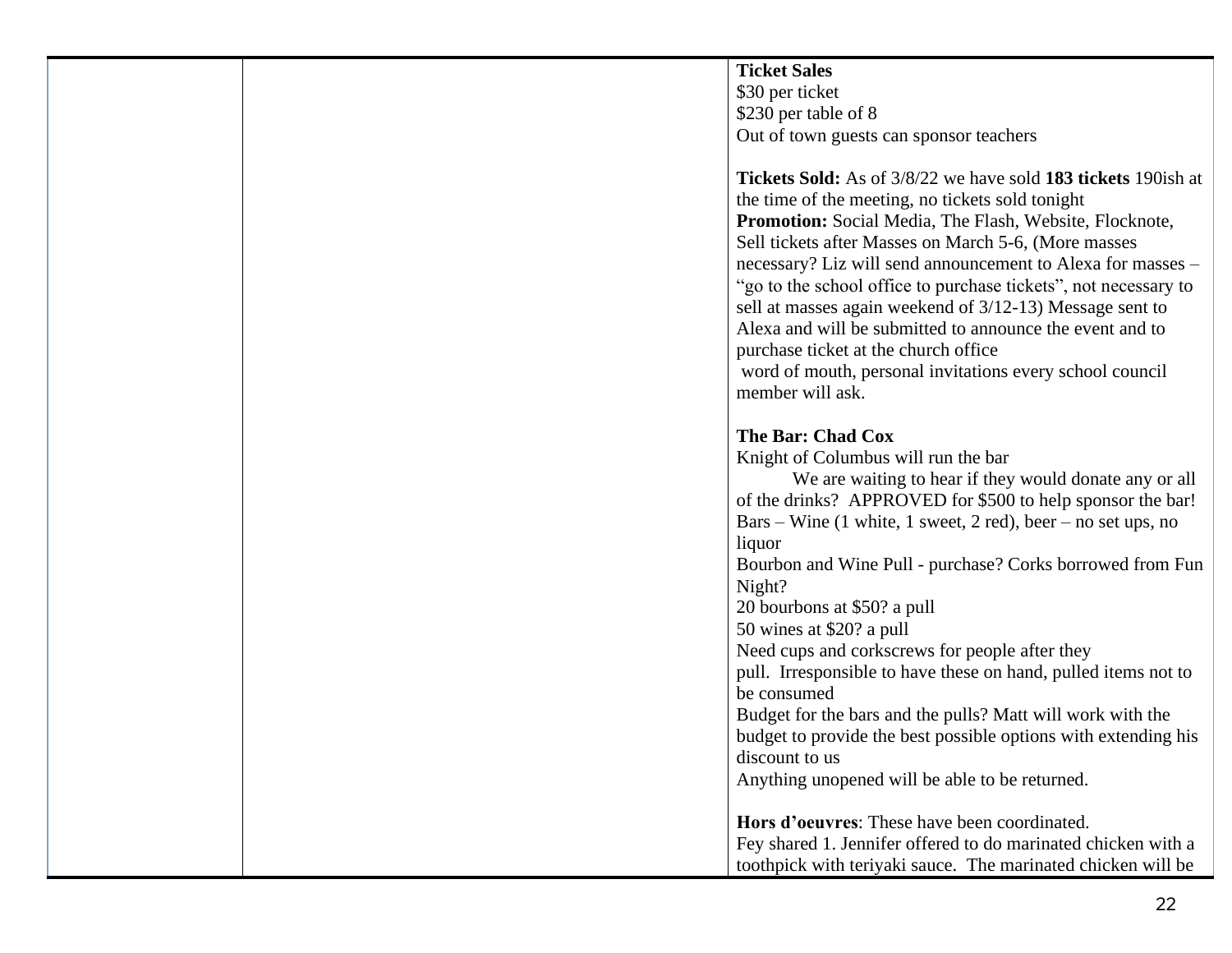| | | **Ticket Sales**<br>$30 per ticket<br>$230 per table of 8<br>Out of town guests can sponsor teachers<br><br>**Tickets Sold:** As of 3/8/22 we have sold **183 tickets** 190ish at the time of the meeting, no tickets sold tonight<br>**Promotion:** Social Media, The Flash, Website, Flocknote, Sell tickets after Masses on March 5-6, (More masses necessary? Liz will send announcement to Alexa for masses – "go to the school office to purchase tickets", not necessary to sell at masses again weekend of 3/12-13) Message sent to Alexa and will be submitted to announce the event and to purchase ticket at the church office<br>word of mouth, personal invitations every school council member will ask.<br><br>**The Bar: Chad Cox**<br>Knight of Columbus will run the bar<br>We are waiting to hear if they would donate any or all of the drinks? APPROVED for $500 to help sponsor the bar!<br>Bars – Wine (1 white, 1 sweet, 2 red), beer – no set ups, no liquor<br>Bourbon and Wine Pull - purchase? Corks borrowed from Fun Night?<br>20 bourbons at $50? a pull<br>50 wines at $20? a pull<br>Need cups and corkscrews for people after they pull. Irresponsible to have these on hand, pulled items not to be consumed<br>Budget for the bars and the pulls? Matt will work with the budget to provide the best possible options with extending his discount to us<br>Anything unopened will be able to be returned.<br><br>**Hors d'oeuvres**: These have been coordinated.<br>Fey shared 1. Jennifer offered to do marinated chicken with a toothpick with teriyaki sauce. The marinated chicken will be |
|---|---|---|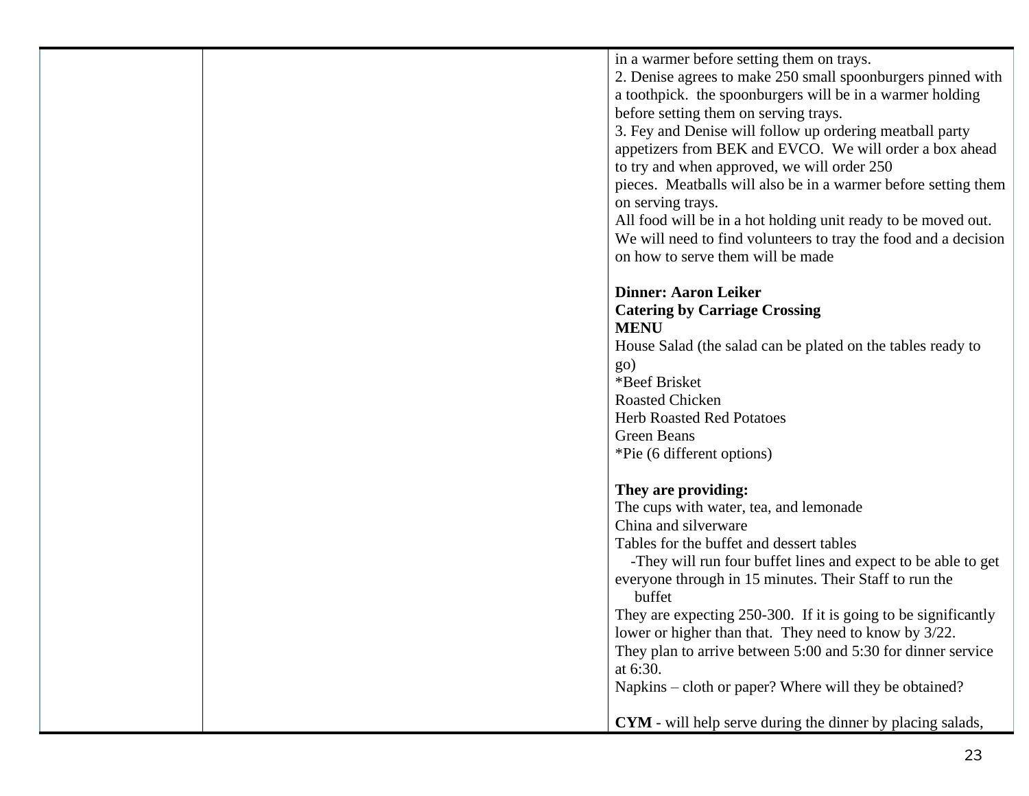| | | in a warmer before setting them on trays.<br>2. Denise agrees to make 250 small spoonburgers pinned with a toothpick. the spoonburgers will be in a warmer holding before setting them on serving trays.<br>3. Fey and Denise will follow up ordering meatball party appetizers from BEK and EVCO. We will order a box ahead to try and when approved, we will order 250 pieces. Meatballs will also be in a warmer before setting them on serving trays.<br>All food will be in a hot holding unit ready to be moved out. We will need to find volunteers to tray the food and a decision on how to serve them will be made<br><br>**Dinner: Aaron Leiker**<br>**Catering by Carriage Crossing**<br>**MENU**<br>House Salad (the salad can be plated on the tables ready to go)<br>*Beef Brisket<br>Roasted Chicken<br>Herb Roasted Red Potatoes<br>Green Beans<br>*Pie (6 different options)<br><br>**They are providing:**<br>The cups with water, tea, and lemonade<br>China and silverware<br>Tables for the buffet and dessert tables<br>-They will run four buffet lines and expect to be able to get everyone through in 15 minutes. Their Staff to run the buffet<br>They are expecting 250-300. If it is going to be significantly lower or higher than that. They need to know by 3/22.<br>They plan to arrive between 5:00 and 5:30 for dinner service at 6:30.<br>Napkins – cloth or paper? Where will they be obtained?<br><br>**CYM** - will help serve during the dinner by placing salads, |
|---|---|---|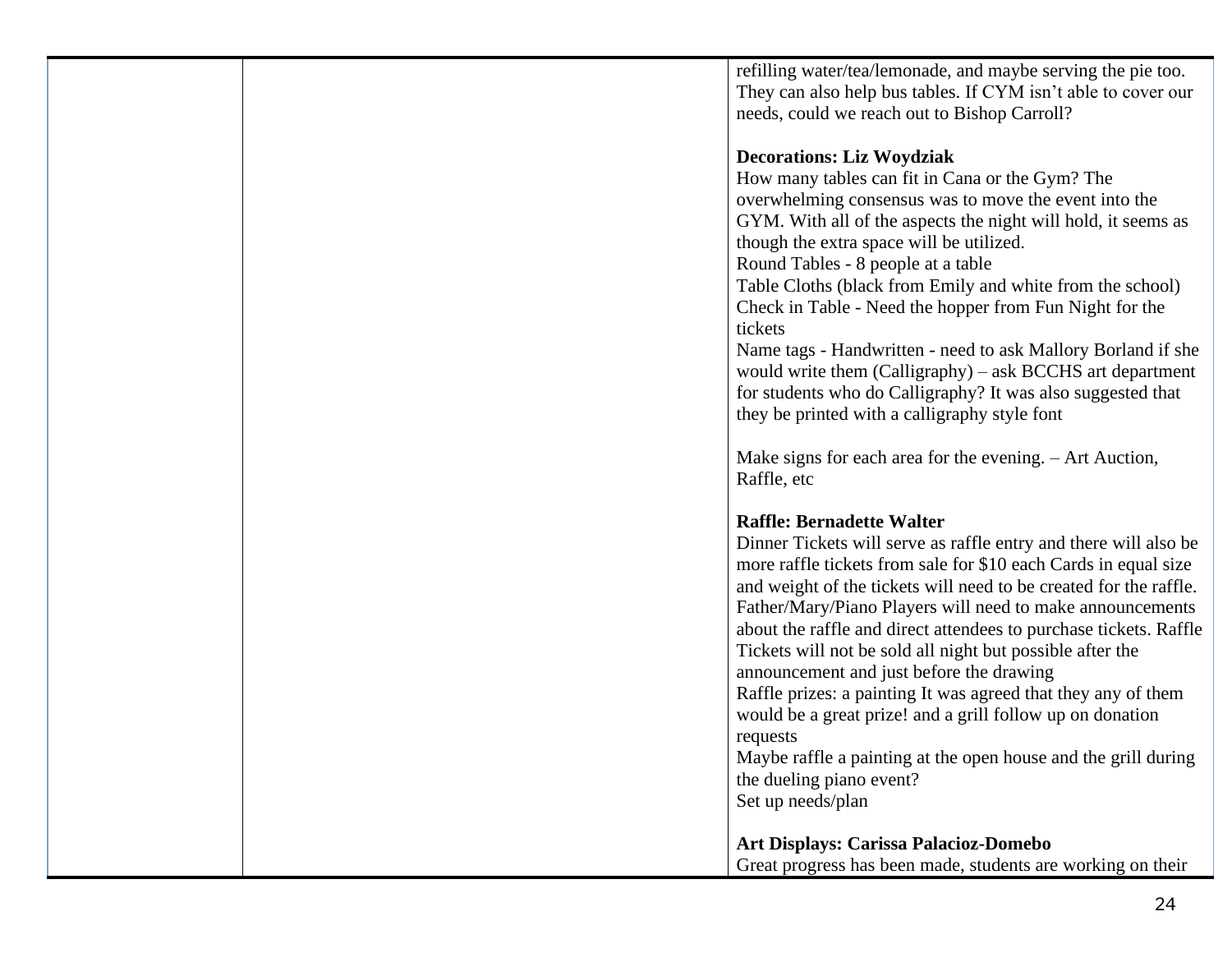| | | |
|---|---|---|
| | | refilling water/tea/lemonade, and maybe serving the pie too. They can also help bus tables. If CYM isn't able to cover our needs, could we reach out to Bishop Carroll?<br><br>**Decorations: Liz Woydziak**<br>How many tables can fit in Cana or the Gym? The overwhelming consensus was to move the event into the GYM. With all of the aspects the night will hold, it seems as though the extra space will be utilized.<br>Round Tables - 8 people at a table<br>Table Cloths (black from Emily and white from the school)<br>Check in Table - Need the hopper from Fun Night for the tickets<br>Name tags - Handwritten - need to ask Mallory Borland if she would write them (Calligraphy) – ask BCCHS art department for students who do Calligraphy? It was also suggested that they be printed with a calligraphy style font<br><br>Make signs for each area for the evening. – Art Auction, Raffle, etc<br><br>**Raffle: Bernadette Walter**<br>Dinner Tickets will serve as raffle entry and there will also be more raffle tickets from sale for $10 each Cards in equal size and weight of the tickets will need to be created for the raffle. Father/Mary/Piano Players will need to make announcements about the raffle and direct attendees to purchase tickets. Raffle Tickets will not be sold all night but possible after the announcement and just before the drawing<br>Raffle prizes: a painting It was agreed that they any of them would be a great prize! and a grill follow up on donation requests<br>Maybe raffle a painting at the open house and the grill during the dueling piano event?<br>Set up needs/plan<br><br>**Art Displays: Carissa Palacioz-Domebo**<br>Great progress has been made, students are working on their |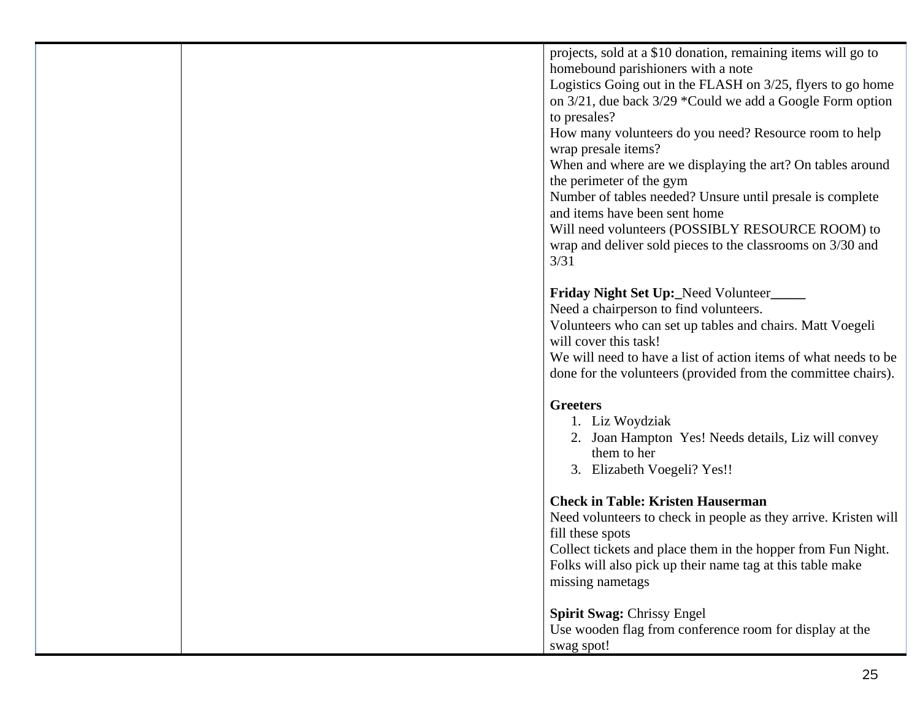| | | |
|---|---|---|
| | | projects, sold at a $10 donation, remaining items will go to homebound parishioners with a note<br>Logistics Going out in the FLASH on 3/25, flyers to go home on 3/21, due back 3/29 *Could we add a Google Form option to presales?<br>How many volunteers do you need? Resource room to help wrap presale items?<br>When and where are we displaying the art? On tables around the perimeter of the gym<br>Number of tables needed? Unsure until presale is complete and items have been sent home<br>Will need volunteers (POSSIBLY RESOURCE ROOM) to wrap and deliver sold pieces to the classrooms on 3/30 and 3/31<br><br>**Friday Night Set Up:**_Need Volunteer_____<br>Need a chairperson to find volunteers.<br>Volunteers who can set up tables and chairs. Matt Voegeli will cover this task!<br>We will need to have a list of action items of what needs to be done for the volunteers (provided from the committee chairs).<br><br>**Greeters**<br>1. Liz Woydziak<br>2. Joan Hampton Yes! Needs details, Liz will convey them to her<br>3. Elizabeth Voegeli? Yes!!<br><br>**Check in Table: Kristen Hauserman**<br>Need volunteers to check in people as they arrive. Kristen will fill these spots<br>Collect tickets and place them in the hopper from Fun Night. Folks will also pick up their name tag at this table make missing nametags<br><br>**Spirit Swag:** Chrissy Engel<br>Use wooden flag from conference room for display at the swag spot! |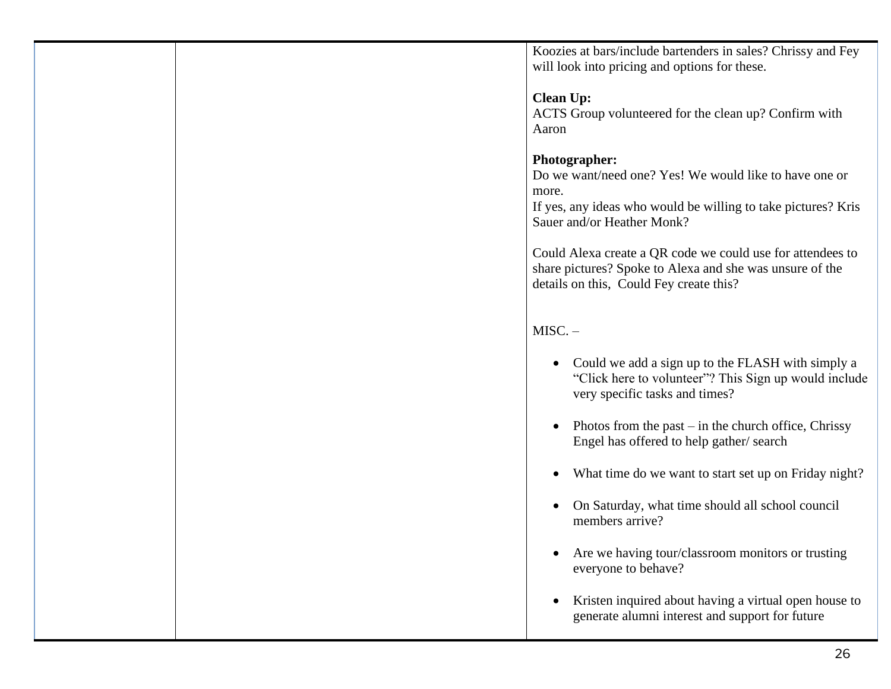| | | Koozies at bars/include bartenders in sales? Chrissy and Fey will look into pricing and options for these.<br><br>**Clean Up:**<br>ACTS Group volunteered for the clean up? Confirm with Aaron<br><br>**Photographer:**<br>Do we want/need one? Yes! We would like to have one or more.<br>If yes, any ideas who would be willing to take pictures? Kris Sauer and/or Heather Monk?<br><br>Could Alexa create a QR code we could use for attendees to share pictures? Spoke to Alexa and she was unsure of the details on this, Could Fey create this?<br><br>MISC. –<br><br>• Could we add a sign up to the FLASH with simply a "Click here to volunteer"? This Sign up would include very specific tasks and times?<br><br>• Photos from the past – in the church office, Chrissy Engel has offered to help gather/ search<br><br>• What time do we want to start set up on Friday night?<br><br>• On Saturday, what time should all school council members arrive?<br><br>• Are we having tour/classroom monitors or trusting everyone to behave?<br><br>• Kristen inquired about having a virtual open house to generate alumni interest and support for future |
|---|---|---|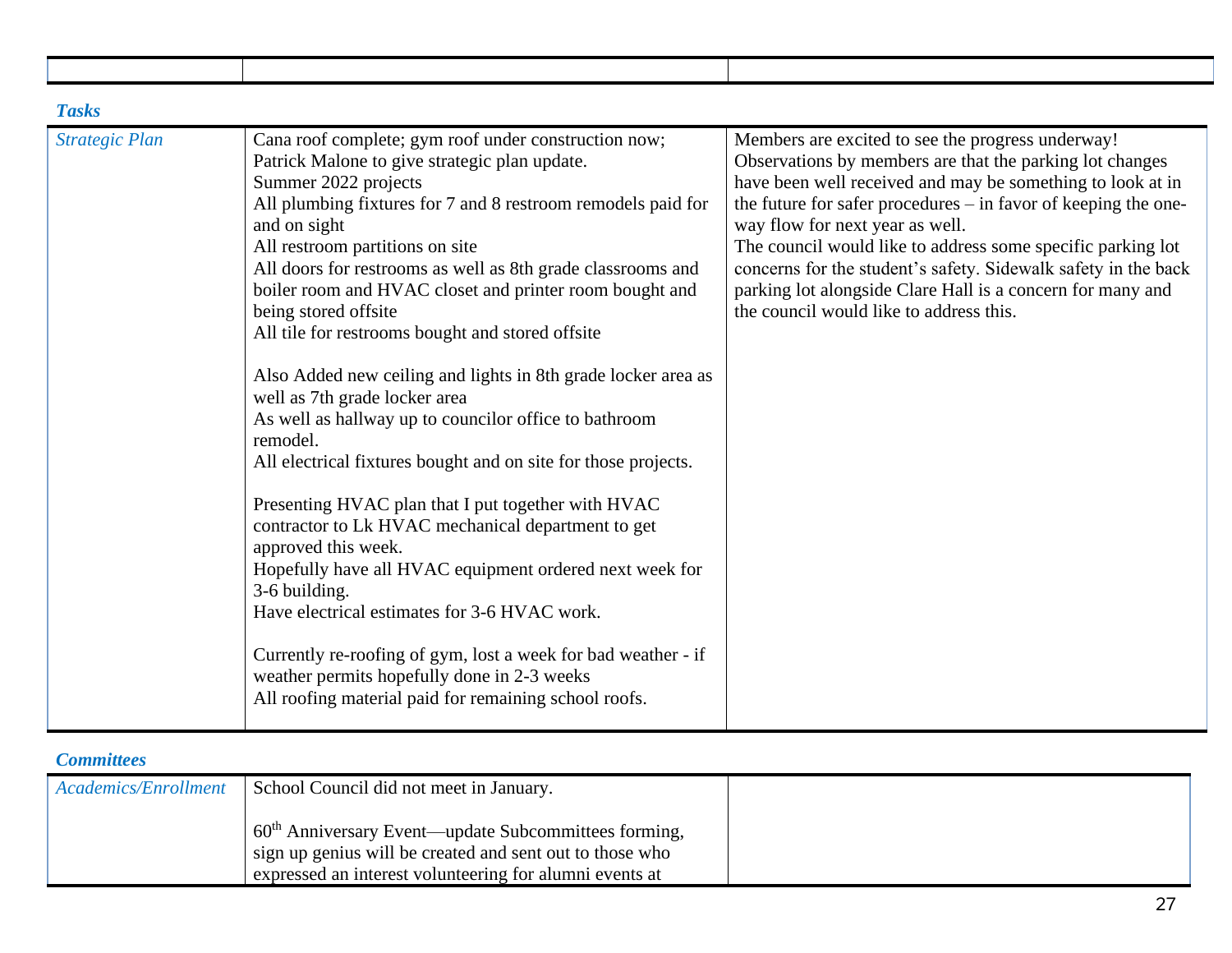| | | |
|---|---|---|

***Tasks***

| | | |
|---|---|---|
| *Strategic Plan* | Cana roof complete; gym roof under construction now; Patrick Malone to give strategic plan update.<br>Summer 2022 projects<br>All plumbing fixtures for 7 and 8 restroom remodels paid for and on sight<br>All restroom partitions on site<br>All doors for restrooms as well as 8th grade classrooms and boiler room and HVAC closet and printer room bought and being stored offsite<br>All tile for restrooms bought and stored offsite<br><br>Also Added new ceiling and lights in 8th grade locker area as well as 7th grade locker area<br>As well as hallway up to councilor office to bathroom remodel.<br>All electrical fixtures bought and on site for those projects.<br><br>Presenting HVAC plan that I put together with HVAC contractor to Lk HVAC mechanical department to get approved this week.<br>Hopefully have all HVAC equipment ordered next week for 3-6 building.<br>Have electrical estimates for 3-6 HVAC work.<br><br>Currently re-roofing of gym, lost a week for bad weather - if weather permits hopefully done in 2-3 weeks<br>All roofing material paid for remaining school roofs. | Members are excited to see the progress underway!<br>Observations by members are that the parking lot changes have been well received and may be something to look at in the future for safer procedures – in favor of keeping the one-way flow for next year as well.<br>The council would like to address some specific parking lot concerns for the student's safety. Sidewalk safety in the back parking lot alongside Clare Hall is a concern for many and the council would like to address this. |

***Committees***

| | | |
|---|---|---|
| *Academics/Enrollment* | School Council did not meet in January.<br><br>60th Anniversary Event—update Subcommittees forming, sign up genius will be created and sent out to those who expressed an interest volunteering for alumni events at | |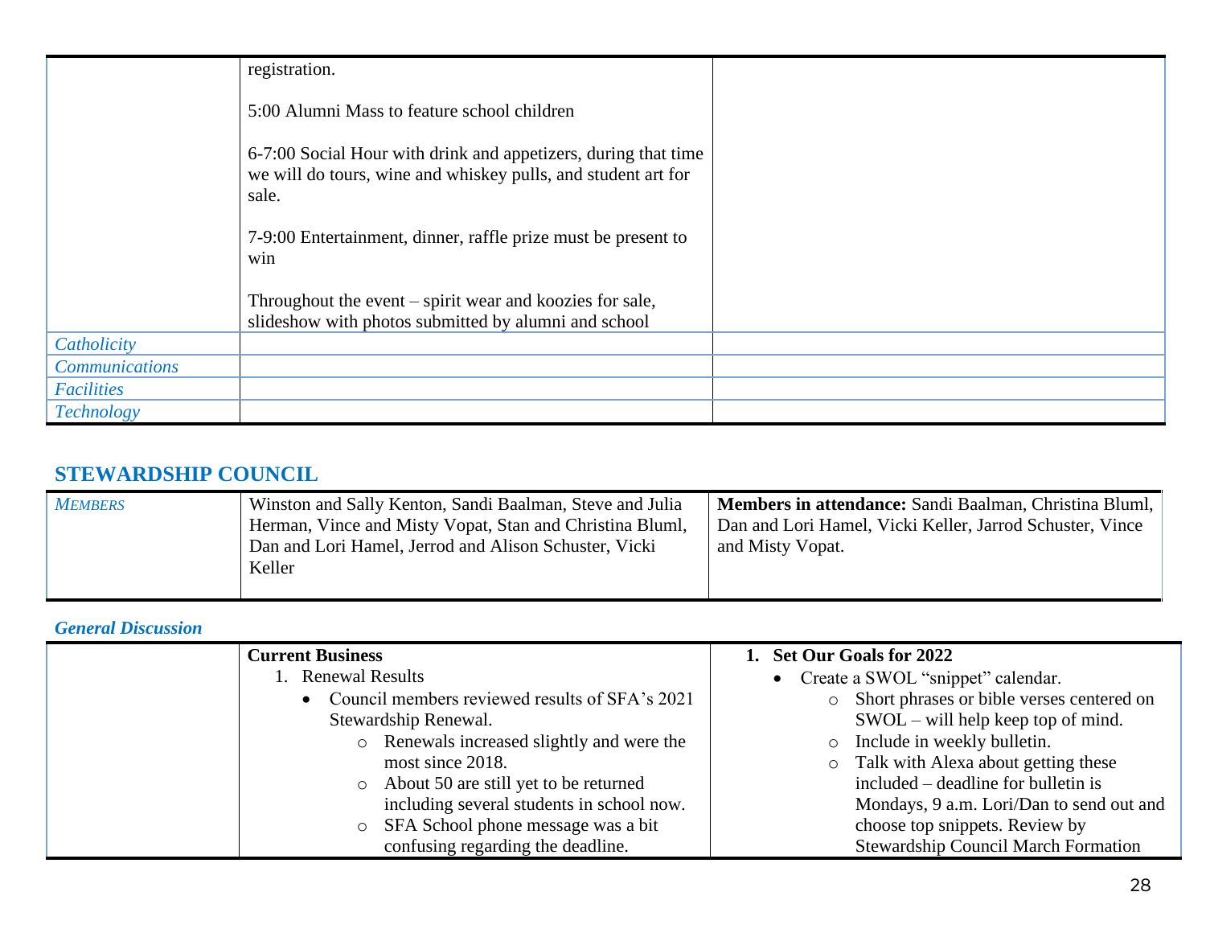| | | |
|---|---|---|
| | registration.<br><br>5:00 Alumni Mass to feature school children<br><br>6-7:00 Social Hour with drink and appetizers, during that time we will do tours, wine and whiskey pulls, and student art for sale.<br><br>7-9:00 Entertainment, dinner, raffle prize must be present to win<br><br>Throughout the event – spirit wear and koozies for sale, slideshow with photos submitted by alumni and school | |
| *Catholicity* | | |
| *Communications* | | |
| *Facilities* | | |
| *Technology* | | |

## STEWARDSHIP COUNCIL

| | | |
|---|---|---|
| *MEMBERS* | Winston and Sally Kenton, Sandi Baalman, Steve and Julia Herman, Vince and Misty Vopat, Stan and Christina Bluml, Dan and Lori Hamel, Jerrod and Alison Schuster, Vicki Keller | **Members in attendance:** Sandi Baalman, Christina Bluml, Dan and Lori Hamel, Vicki Keller, Jarrod Schuster, Vince and Misty Vopat. |

### *General Discussion*

| | | |
|---|---|---|
| | **Current Business**<br>1. Renewal Results<br>• Council members reviewed results of SFA's 2021 Stewardship Renewal.<br>○ Renewals increased slightly and were the most since 2018.<br>○ About 50 are still yet to be returned including several students in school now.<br>○ SFA School phone message was a bit confusing regarding the deadline. | **1. Set Our Goals for 2022**<br>• Create a SWOL "snippet" calendar.<br>○ Short phrases or bible verses centered on SWOL – will help keep top of mind.<br>○ Include in weekly bulletin.<br>○ Talk with Alexa about getting these included – deadline for bulletin is Mondays, 9 a.m. Lori/Dan to send out and choose top snippets. Review by Stewardship Council March Formation |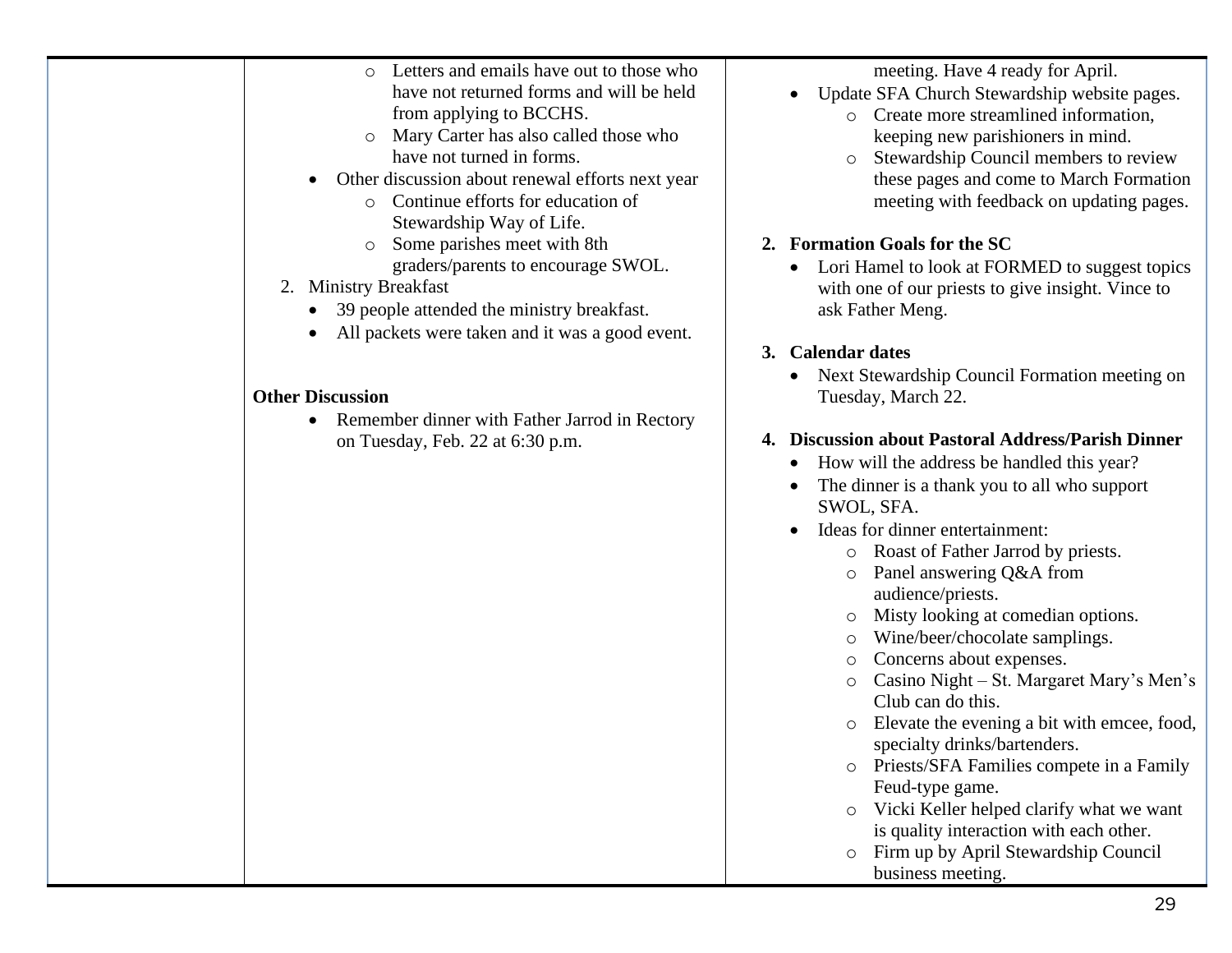|  |  |  |
|---|---|---|
|  | ○ Letters and emails have out to those who have not returned forms and will be held from applying to BCCHS.<br>○ Mary Carter has also called those who have not turned in forms.<br>• Other discussion about renewal efforts next year<br>○ Continue efforts for education of Stewardship Way of Life.<br>○ Some parishes meet with 8th graders/parents to encourage SWOL.<br>2. Ministry Breakfast<br>• 39 people attended the ministry breakfast.<br>• All packets were taken and it was a good event.<br><br>**Other Discussion**<br>• Remember dinner with Father Jarrod in Rectory on Tuesday, Feb. 22 at 6:30 p.m. | meeting. Have 4 ready for April.<br>• Update SFA Church Stewardship website pages.<br>○ Create more streamlined information, keeping new parishioners in mind.<br>○ Stewardship Council members to review these pages and come to March Formation meeting with feedback on updating pages.<br><br>**2. Formation Goals for the SC**<br>• Lori Hamel to look at FORMED to suggest topics with one of our priests to give insight. Vince to ask Father Meng.<br><br>**3. Calendar dates**<br>• Next Stewardship Council Formation meeting on Tuesday, March 22.<br><br>**4. Discussion about Pastoral Address/Parish Dinner**<br>• How will the address be handled this year?<br>• The dinner is a thank you to all who support SWOL, SFA.<br>• Ideas for dinner entertainment:<br>○ Roast of Father Jarrod by priests.<br>○ Panel answering Q&A from audience/priests.<br>○ Misty looking at comedian options.<br>○ Wine/beer/chocolate samplings.<br>○ Concerns about expenses.<br>○ Casino Night – St. Margaret Mary's Men's Club can do this.<br>○ Elevate the evening a bit with emcee, food, specialty drinks/bartenders.<br>○ Priests/SFA Families compete in a Family Feud-type game.<br>○ Vicki Keller helped clarify what we want is quality interaction with each other.<br>○ Firm up by April Stewardship Council business meeting. |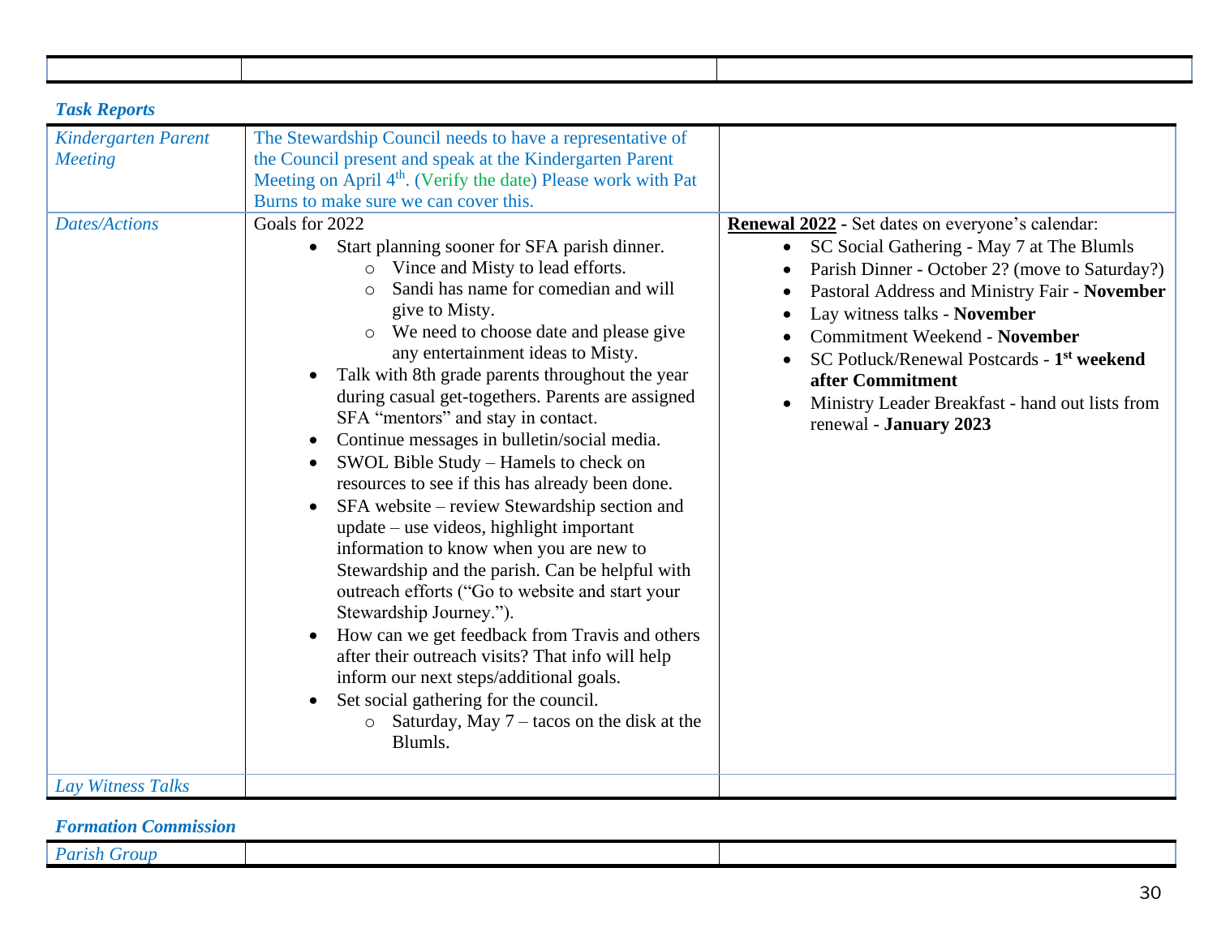| | | |
|---|---|---|

### *Task Reports*

| | | |
|---|---|---|
| *Kindergarten Parent Meeting* | The Stewardship Council needs to have a representative of the Council present and speak at the Kindergarten Parent Meeting on April 4th. (Verify the date) Please work with Pat Burns to make sure we can cover this. | |
| *Dates/Actions* | Goals for 2022<br>• Start planning sooner for SFA parish dinner.<br>  ○ Vince and Misty to lead efforts.<br>  ○ Sandi has name for comedian and will give to Misty.<br>  ○ We need to choose date and please give any entertainment ideas to Misty.<br>• Talk with 8th grade parents throughout the year during casual get-togethers. Parents are assigned SFA "mentors" and stay in contact.<br>• Continue messages in bulletin/social media.<br>• SWOL Bible Study – Hamels to check on resources to see if this has already been done.<br>• SFA website – review Stewardship section and update – use videos, highlight important information to know when you are new to Stewardship and the parish. Can be helpful with outreach efforts ("Go to website and start your Stewardship Journey.").<br>• How can we get feedback from Travis and others after their outreach visits? That info will help inform our next steps/additional goals.<br>• Set social gathering for the council.<br>  ○ Saturday, May 7 – tacos on the disk at the Blumls. | **Renewal 2022** - Set dates on everyone's calendar:<br>• SC Social Gathering - May 7 at The Blumls<br>• Parish Dinner - October 2? (move to Saturday?)<br>• Pastoral Address and Ministry Fair - **November**<br>• Lay witness talks - **November**<br>• Commitment Weekend - **November**<br>• SC Potluck/Renewal Postcards - **1st weekend after Commitment**<br>• Ministry Leader Breakfast - hand out lists from renewal - **January 2023** |
| *Lay Witness Talks* | | |

### *Formation Commission*

| | | |
|---|---|---|
| *Parish Group* | | |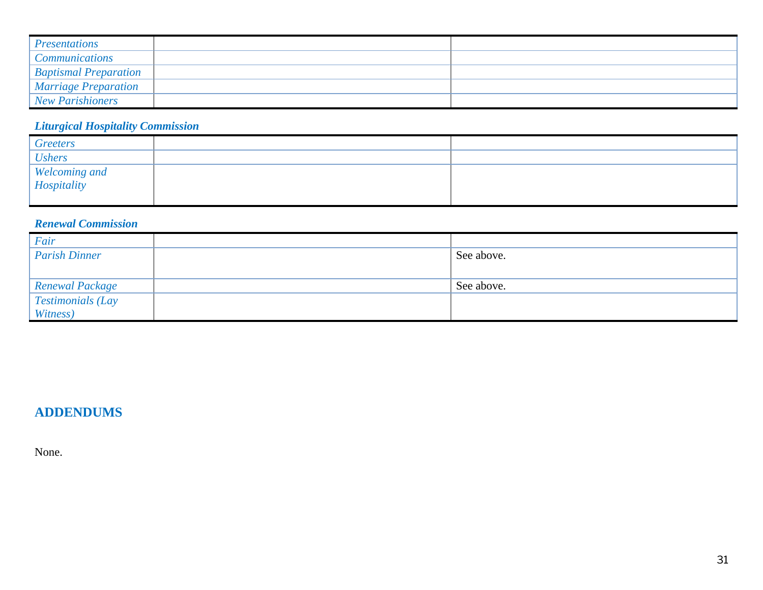| | | |
|---|---|---|
| *Presentations* | | |
| *Communications* | | |
| *Baptismal Preparation* | | |
| *Marriage Preparation* | | |
| *New Parishioners* | | |

***Liturgical Hospitality Commission***

| | | |
|---|---|---|
| *Greeters* | | |
| *Ushers* | | |
| *Welcoming and Hospitality* | | |

***Renewal Commission***

| | | |
|---|---|---|
| *Fair* | | |
| *Parish Dinner* | | See above. |
| *Renewal Package* | | See above. |
| *Testimonials (Lay Witness)* | | |

## ADDENDUMS

None.